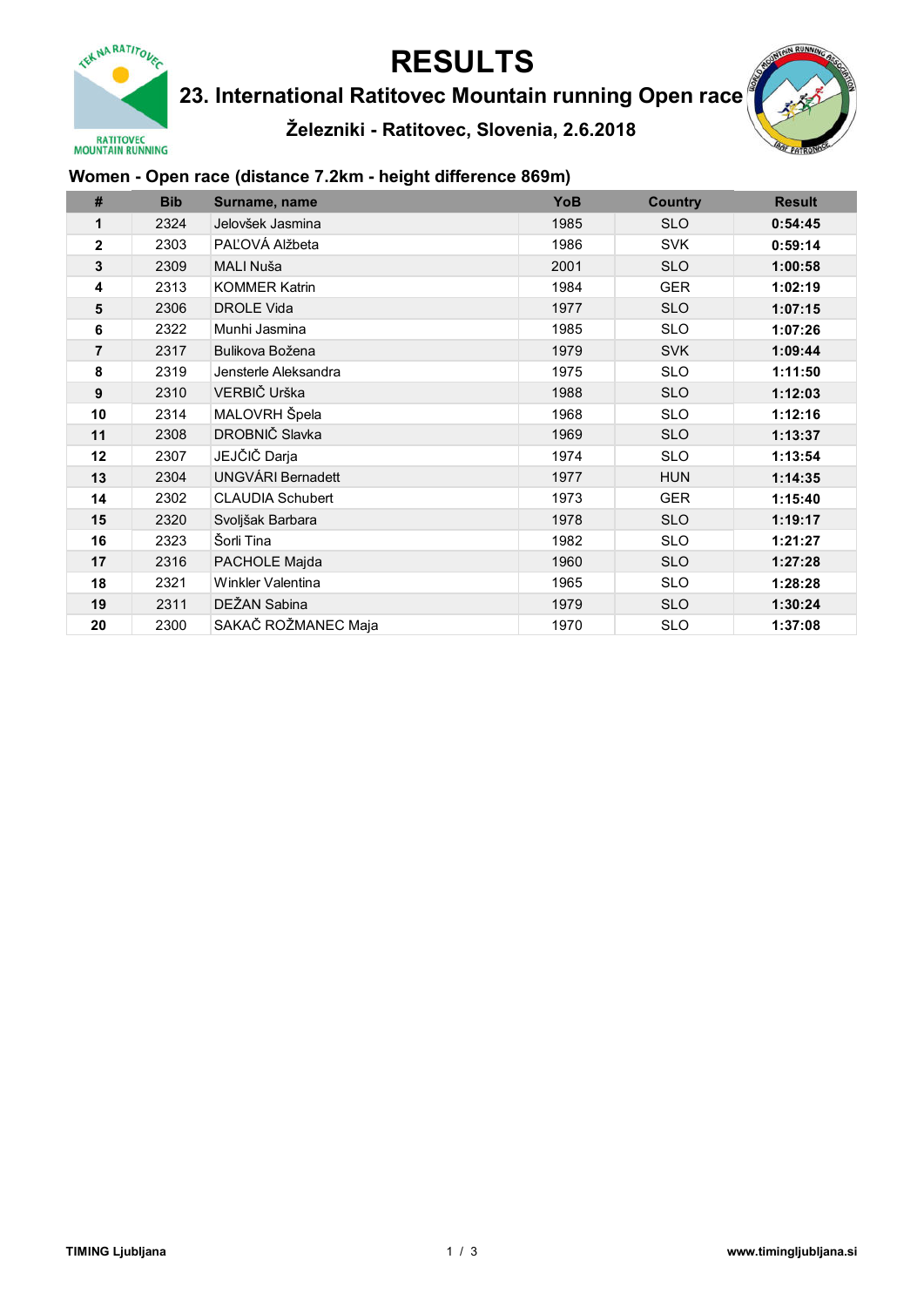# RESULTS

## 23. International Ratitovec Mountain running Open race

### Železniki - Ratitovec, Slovenia, 2.6.2018

### Women - Open race (distance 7.2km - height difference 869m)

| # | Bib | Surname, name | YoB | Country | Result |
|---|---|---|---|---|---|
| **1** | 2324 | Jelovšek Jasmina | 1985 | SLO | **0:54:45** |
| **2** | 2303 | PAĽOVÁ Alžbeta | 1986 | SVK | **0:59:14** |
| **3** | 2309 | MALI Nuša | 2001 | SLO | **1:00:58** |
| **4** | 2313 | KOMMER Katrin | 1984 | GER | **1:02:19** |
| **5** | 2306 | DROLE Vida | 1977 | SLO | **1:07:15** |
| **6** | 2322 | Munhi Jasmina | 1985 | SLO | **1:07:26** |
| **7** | 2317 | Bulikova Božena | 1979 | SVK | **1:09:44** |
| **8** | 2319 | Jensterle Aleksandra | 1975 | SLO | **1:11:50** |
| **9** | 2310 | VERBIČ Urška | 1988 | SLO | **1:12:03** |
| **10** | 2314 | MALOVRH Špela | 1968 | SLO | **1:12:16** |
| **11** | 2308 | DROBNIČ Slavka | 1969 | SLO | **1:13:37** |
| **12** | 2307 | JEJČIČ Darja | 1974 | SLO | **1:13:54** |
| **13** | 2304 | UNGVÁRI Bernadett | 1977 | HUN | **1:14:35** |
| **14** | 2302 | CLAUDIA Schubert | 1973 | GER | **1:15:40** |
| **15** | 2320 | Svoljšak Barbara | 1978 | SLO | **1:19:17** |
| **16** | 2323 | Šorli Tina | 1982 | SLO | **1:21:27** |
| **17** | 2316 | PACHOLE Majda | 1960 | SLO | **1:27:28** |
| **18** | 2321 | Winkler Valentina | 1965 | SLO | **1:28:28** |
| **19** | 2311 | DEŽAN Sabina | 1979 | SLO | **1:30:24** |
| **20** | 2300 | SAKAČ ROŽMANEC Maja | 1970 | SLO | **1:37:08** |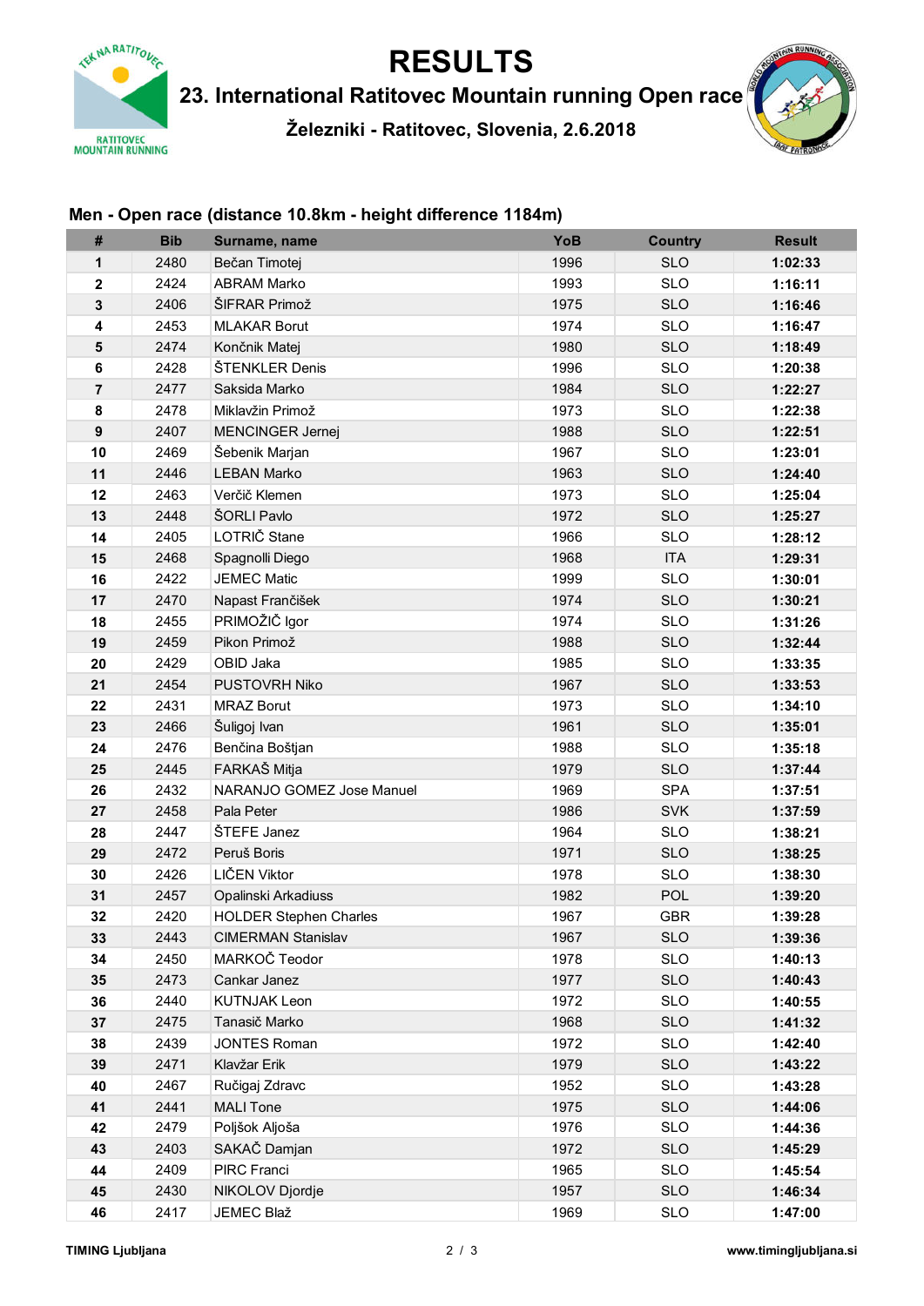# RESULTS

## 23. International Ratitovec Mountain running Open race

**Železniki - Ratitovec, Slovenia, 2.6.2018**

### Men - Open race (distance 10.8km - height difference 1184m)

| # | Bib | Surname, name | YoB | Country | Result |
|---|---|---|---|---|---|
| **1** | 2480 | Bečan Timotej | 1996 | SLO | **1:02:33** |
| **2** | 2424 | ABRAM Marko | 1993 | SLO | **1:16:11** |
| **3** | 2406 | ŠIFRAR Primož | 1975 | SLO | **1:16:46** |
| **4** | 2453 | MLAKAR Borut | 1974 | SLO | **1:16:47** |
| **5** | 2474 | Končnik Matej | 1980 | SLO | **1:18:49** |
| **6** | 2428 | ŠTENKLER Denis | 1996 | SLO | **1:20:38** |
| **7** | 2477 | Saksida Marko | 1984 | SLO | **1:22:27** |
| **8** | 2478 | Miklavžin Primož | 1973 | SLO | **1:22:38** |
| **9** | 2407 | MENCINGER Jernej | 1988 | SLO | **1:22:51** |
| **10** | 2469 | Šebenik Marjan | 1967 | SLO | **1:23:01** |
| **11** | 2446 | LEBAN Marko | 1963 | SLO | **1:24:40** |
| **12** | 2463 | Verčič Klemen | 1973 | SLO | **1:25:04** |
| **13** | 2448 | ŠORLI Pavlo | 1972 | SLO | **1:25:27** |
| **14** | 2405 | LOTRIČ Stane | 1966 | SLO | **1:28:12** |
| **15** | 2468 | Spagnolli Diego | 1968 | ITA | **1:29:31** |
| **16** | 2422 | JEMEC Matic | 1999 | SLO | **1:30:01** |
| **17** | 2470 | Napast Frančišek | 1974 | SLO | **1:30:21** |
| **18** | 2455 | PRIMOŽIČ Igor | 1974 | SLO | **1:31:26** |
| **19** | 2459 | Pikon Primož | 1988 | SLO | **1:32:44** |
| **20** | 2429 | OBID Jaka | 1985 | SLO | **1:33:35** |
| **21** | 2454 | PUSTOVRH Niko | 1967 | SLO | **1:33:53** |
| **22** | 2431 | MRAZ Borut | 1973 | SLO | **1:34:10** |
| **23** | 2466 | Šuligoj Ivan | 1961 | SLO | **1:35:01** |
| **24** | 2476 | Benčina Boštjan | 1988 | SLO | **1:35:18** |
| **25** | 2445 | FARKAŠ Mitja | 1979 | SLO | **1:37:44** |
| **26** | 2432 | NARANJO GOMEZ Jose Manuel | 1969 | SPA | **1:37:51** |
| **27** | 2458 | Pala Peter | 1986 | SVK | **1:37:59** |
| **28** | 2447 | ŠTEFE Janez | 1964 | SLO | **1:38:21** |
| **29** | 2472 | Peruš Boris | 1971 | SLO | **1:38:25** |
| **30** | 2426 | LIČEN Viktor | 1978 | SLO | **1:38:30** |
| **31** | 2457 | Opalinski Arkadiuss | 1982 | POL | **1:39:20** |
| **32** | 2420 | HOLDER Stephen Charles | 1967 | GBR | **1:39:28** |
| **33** | 2443 | CIMERMAN Stanislav | 1967 | SLO | **1:39:36** |
| **34** | 2450 | MARKOČ Teodor | 1978 | SLO | **1:40:13** |
| **35** | 2473 | Cankar Janez | 1977 | SLO | **1:40:43** |
| **36** | 2440 | KUTNJAK Leon | 1972 | SLO | **1:40:55** |
| **37** | 2475 | Tanasič Marko | 1968 | SLO | **1:41:32** |
| **38** | 2439 | JONTES Roman | 1972 | SLO | **1:42:40** |
| **39** | 2471 | Klavžar Erik | 1979 | SLO | **1:43:22** |
| **40** | 2467 | Ručigaj Zdravc | 1952 | SLO | **1:43:28** |
| **41** | 2441 | MALI Tone | 1975 | SLO | **1:44:06** |
| **42** | 2479 | Poljšok Aljoša | 1976 | SLO | **1:44:36** |
| **43** | 2403 | SAKAČ Damjan | 1972 | SLO | **1:45:29** |
| **44** | 2409 | PIRC Franci | 1965 | SLO | **1:45:54** |
| **45** | 2430 | NIKOLOV Djordje | 1957 | SLO | **1:46:34** |
| **46** | 2417 | JEMEC Blaž | 1969 | SLO | **1:47:00** |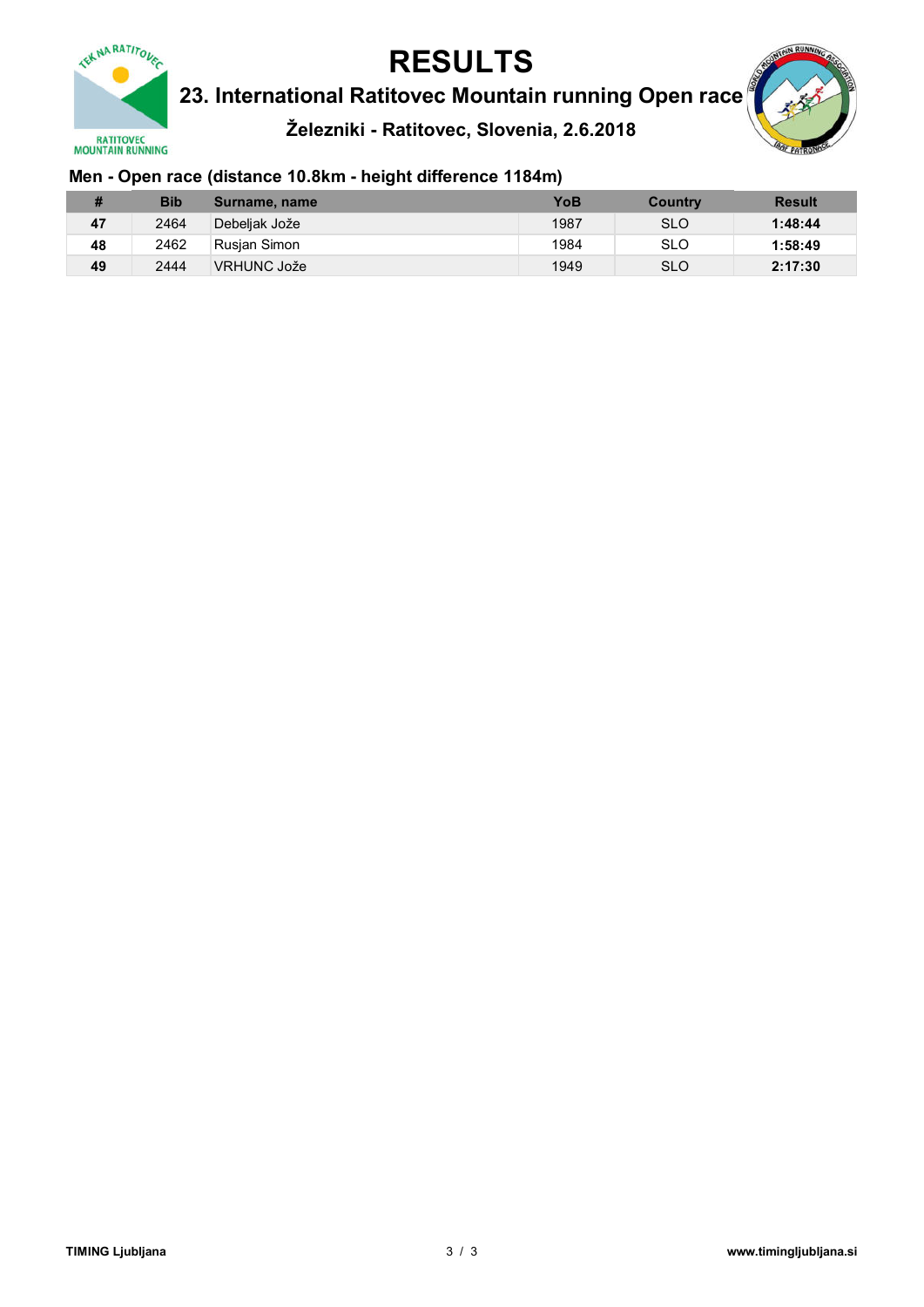# RESULTS

## 23. International Ratitovec Mountain running Open race

### Železniki - Ratitovec, Slovenia, 2.6.2018

### Men - Open race (distance 10.8km - height difference 1184m)

| # | Bib | Surname, name | YoB | Country | Result |
|---|---|---|---|---|---|
| **47** | 2464 | Debeljak Jože | 1987 | SLO | **1:48:44** |
| **48** | 2462 | Rusjan Simon | 1984 | SLO | **1:58:49** |
| **49** | 2444 | VRHUNC Jože | 1949 | SLO | **2:17:30** |

**TIMING Ljubljana** **www.timingljubljana.si**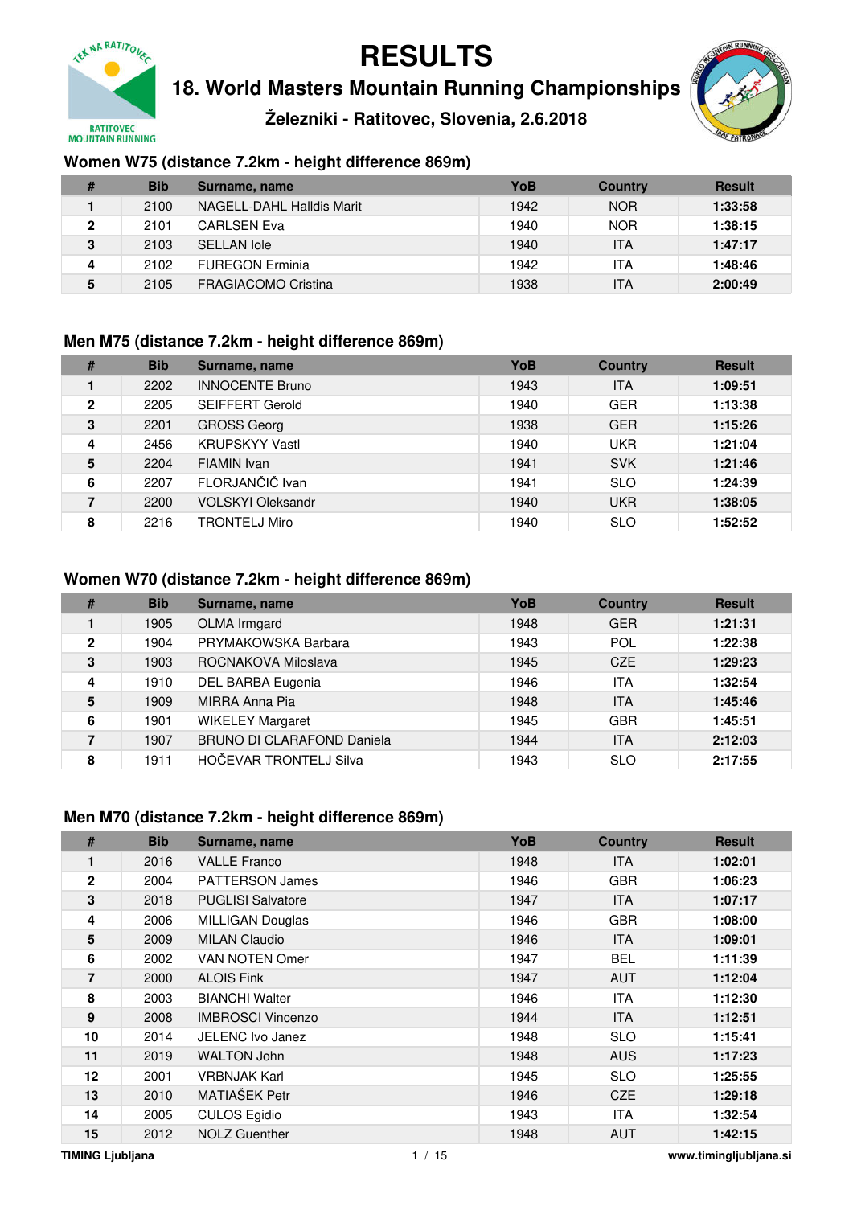# RESULTS

## 18. World Masters Mountain Running Championships

### Železniki - Ratitovec, Slovenia, 2.6.2018

### Women W75 (distance 7.2km - height difference 869m)

| # | Bib | Surname, name | YoB | Country | Result |
|---|---|---|---|---|---|
| 1 | 2100 | NAGELL-DAHL Halldis Marit | 1942 | NOR | **1:33:58** |
| 2 | 2101 | CARLSEN Eva | 1940 | NOR | **1:38:15** |
| 3 | 2103 | SELLAN Iole | 1940 | ITA | **1:47:17** |
| 4 | 2102 | FUREGON Erminia | 1942 | ITA | **1:48:46** |
| 5 | 2105 | FRAGIACOMO Cristina | 1938 | ITA | **2:00:49** |

### Men M75 (distance 7.2km - height difference 869m)

| # | Bib | Surname, name | YoB | Country | Result |
|---|---|---|---|---|---|
| 1 | 2202 | INNOCENTE Bruno | 1943 | ITA | **1:09:51** |
| 2 | 2205 | SEIFFERT Gerold | 1940 | GER | **1:13:38** |
| 3 | 2201 | GROSS Georg | 1938 | GER | **1:15:26** |
| 4 | 2456 | KRUPSKYY Vastl | 1940 | UKR | **1:21:04** |
| 5 | 2204 | FIAMIN Ivan | 1941 | SVK | **1:21:46** |
| 6 | 2207 | FLORJANČIČ Ivan | 1941 | SLO | **1:24:39** |
| 7 | 2200 | VOLSKYI Oleksandr | 1940 | UKR | **1:38:05** |
| 8 | 2216 | TRONTELJ Miro | 1940 | SLO | **1:52:52** |

### Women W70 (distance 7.2km - height difference 869m)

| # | Bib | Surname, name | YoB | Country | Result |
|---|---|---|---|---|---|
| 1 | 1905 | OLMA Irmgard | 1948 | GER | **1:21:31** |
| 2 | 1904 | PRYMAKOWSKA Barbara | 1943 | POL | **1:22:38** |
| 3 | 1903 | ROCNAKOVA Miloslava | 1945 | CZE | **1:29:23** |
| 4 | 1910 | DEL BARBA Eugenia | 1946 | ITA | **1:32:54** |
| 5 | 1909 | MIRRA Anna Pia | 1948 | ITA | **1:45:46** |
| 6 | 1901 | WIKELEY Margaret | 1945 | GBR | **1:45:51** |
| 7 | 1907 | BRUNO DI CLARAFOND Daniela | 1944 | ITA | **2:12:03** |
| 8 | 1911 | HOČEVAR TRONTELJ Silva | 1943 | SLO | **2:17:55** |

### Men M70 (distance 7.2km - height difference 869m)

| # | Bib | Surname, name | YoB | Country | Result |
|---|---|---|---|---|---|
| 1 | 2016 | VALLE Franco | 1948 | ITA | **1:02:01** |
| 2 | 2004 | PATTERSON James | 1946 | GBR | **1:06:23** |
| 3 | 2018 | PUGLISI Salvatore | 1947 | ITA | **1:07:17** |
| 4 | 2006 | MILLIGAN Douglas | 1946 | GBR | **1:08:00** |
| 5 | 2009 | MILAN Claudio | 1946 | ITA | **1:09:01** |
| 6 | 2002 | VAN NOTEN Omer | 1947 | BEL | **1:11:39** |
| 7 | 2000 | ALOIS Fink | 1947 | AUT | **1:12:04** |
| 8 | 2003 | BIANCHI Walter | 1946 | ITA | **1:12:30** |
| 9 | 2008 | IMBROSCI Vincenzo | 1944 | ITA | **1:12:51** |
| 10 | 2014 | JELENC Ivo Janez | 1948 | SLO | **1:15:41** |
| 11 | 2019 | WALTON John | 1948 | AUS | **1:17:23** |
| 12 | 2001 | VRBNJAK Karl | 1945 | SLO | **1:25:55** |
| 13 | 2010 | MATIAŠEK Petr | 1946 | CZE | **1:29:18** |
| 14 | 2005 | CULOS Egidio | 1943 | ITA | **1:32:54** |
| 15 | 2012 | NOLZ Guenther | 1948 | AUT | **1:42:15** |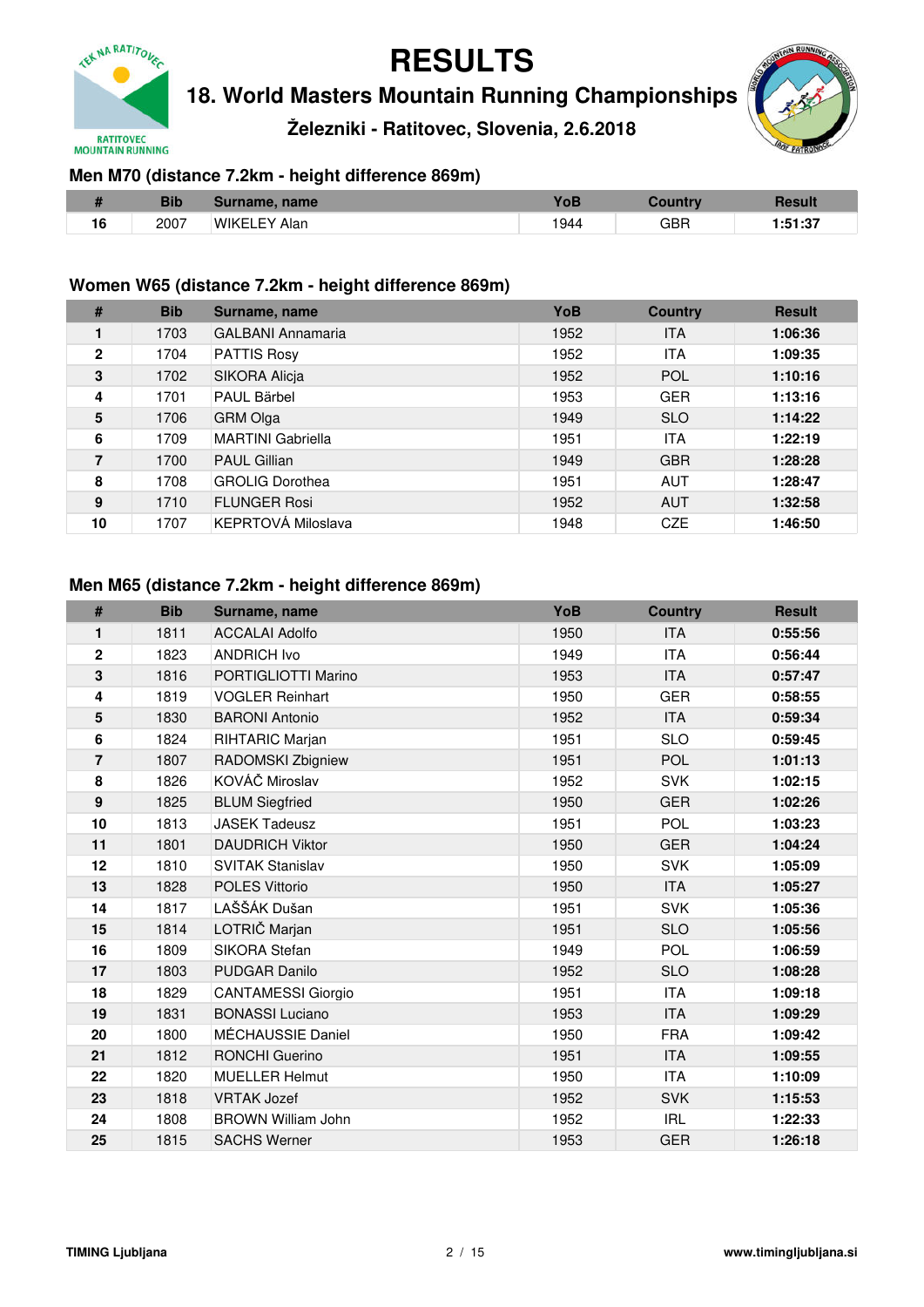# RESULTS

## 18. World Masters Mountain Running Championships

### Železniki - Ratitovec, Slovenia, 2.6.2018

### Men M70 (distance 7.2km - height difference 869m)

| # | Bib | Surname, name | YoB | Country | Result |
|---|---|---|---|---|---|
| 16 | 2007 | WIKELEY Alan | 1944 | GBR | 1:51:37 |

### Women W65 (distance 7.2km - height difference 869m)

| # | Bib | Surname, name | YoB | Country | Result |
|---|---|---|---|---|---|
| 1 | 1703 | GALBANI Annamaria | 1952 | ITA | 1:06:36 |
| 2 | 1704 | PATTIS Rosy | 1952 | ITA | 1:09:35 |
| 3 | 1702 | SIKORA Alicja | 1952 | POL | 1:10:16 |
| 4 | 1701 | PAUL Bärbel | 1953 | GER | 1:13:16 |
| 5 | 1706 | GRM Olga | 1949 | SLO | 1:14:22 |
| 6 | 1709 | MARTINI Gabriella | 1951 | ITA | 1:22:19 |
| 7 | 1700 | PAUL Gillian | 1949 | GBR | 1:28:28 |
| 8 | 1708 | GROLIG Dorothea | 1951 | AUT | 1:28:47 |
| 9 | 1710 | FLUNGER Rosi | 1952 | AUT | 1:32:58 |
| 10 | 1707 | KEPRTOVÁ Miloslava | 1948 | CZE | 1:46:50 |

### Men M65 (distance 7.2km - height difference 869m)

| # | Bib | Surname, name | YoB | Country | Result |
|---|---|---|---|---|---|
| 1 | 1811 | ACCALAI Adolfo | 1950 | ITA | 0:55:56 |
| 2 | 1823 | ANDRICH Ivo | 1949 | ITA | 0:56:44 |
| 3 | 1816 | PORTIGLIOTTI Marino | 1953 | ITA | 0:57:47 |
| 4 | 1819 | VOGLER Reinhart | 1950 | GER | 0:58:55 |
| 5 | 1830 | BARONI Antonio | 1952 | ITA | 0:59:34 |
| 6 | 1824 | RIHTARIC Marjan | 1951 | SLO | 0:59:45 |
| 7 | 1807 | RADOMSKI Zbigniew | 1951 | POL | 1:01:13 |
| 8 | 1826 | KOVÁČ Miroslav | 1952 | SVK | 1:02:15 |
| 9 | 1825 | BLUM Siegfried | 1950 | GER | 1:02:26 |
| 10 | 1813 | JASEK Tadeusz | 1951 | POL | 1:03:23 |
| 11 | 1801 | DAUDRICH Viktor | 1950 | GER | 1:04:24 |
| 12 | 1810 | SVITAK Stanislav | 1950 | SVK | 1:05:09 |
| 13 | 1828 | POLES Vittorio | 1950 | ITA | 1:05:27 |
| 14 | 1817 | LAŠŠÁK Dušan | 1951 | SVK | 1:05:36 |
| 15 | 1814 | LOTRIČ Marjan | 1951 | SLO | 1:05:56 |
| 16 | 1809 | SIKORA Stefan | 1949 | POL | 1:06:59 |
| 17 | 1803 | PUDGAR Danilo | 1952 | SLO | 1:08:28 |
| 18 | 1829 | CANTAMESSI Giorgio | 1951 | ITA | 1:09:18 |
| 19 | 1831 | BONASSI Luciano | 1953 | ITA | 1:09:29 |
| 20 | 1800 | MÉCHAUSSIE Daniel | 1950 | FRA | 1:09:42 |
| 21 | 1812 | RONCHI Guerino | 1951 | ITA | 1:09:55 |
| 22 | 1820 | MUELLER Helmut | 1950 | ITA | 1:10:09 |
| 23 | 1818 | VRTAK Jozef | 1952 | SVK | 1:15:53 |
| 24 | 1808 | BROWN William John | 1952 | IRL | 1:22:33 |
| 25 | 1815 | SACHS Werner | 1953 | GER | 1:26:18 |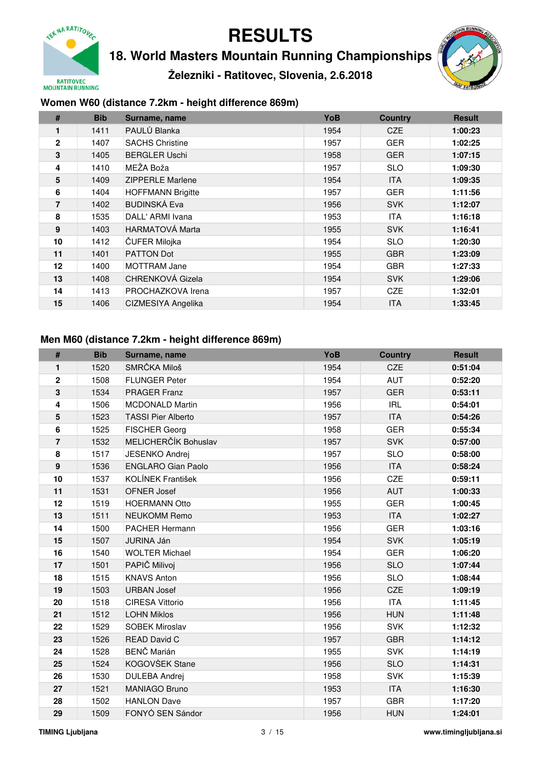# RESULTS

## 18. World Masters Mountain Running Championships

### Železniki - Ratitovec, Slovenia, 2.6.2018

### Women W60 (distance 7.2km - height difference 869m)

| # | Bib | Surname, name | YoB | Country | Result |
|---|---|---|---|---|---|
| 1 | 1411 | PAULŮ Blanka | 1954 | CZE | 1:00:23 |
| 2 | 1407 | SACHS Christine | 1957 | GER | 1:02:25 |
| 3 | 1405 | BERGLER Uschi | 1958 | GER | 1:07:15 |
| 4 | 1410 | MEŽA Boža | 1957 | SLO | 1:09:30 |
| 5 | 1409 | ZIPPERLE Marlene | 1954 | ITA | 1:09:35 |
| 6 | 1404 | HOFFMANN Brigitte | 1957 | GER | 1:11:56 |
| 7 | 1402 | BUDINSKÁ Eva | 1956 | SVK | 1:12:07 |
| 8 | 1535 | DALL' ARMI Ivana | 1953 | ITA | 1:16:18 |
| 9 | 1403 | HARMATOVÁ Marta | 1955 | SVK | 1:16:41 |
| 10 | 1412 | ČUFER Milojka | 1954 | SLO | 1:20:30 |
| 11 | 1401 | PATTON Dot | 1955 | GBR | 1:23:09 |
| 12 | 1400 | MOTTRAM Jane | 1954 | GBR | 1:27:33 |
| 13 | 1408 | CHRENKOVÁ Gizela | 1954 | SVK | 1:29:06 |
| 14 | 1413 | PROCHAZKOVA Irena | 1957 | CZE | 1:32:01 |
| 15 | 1406 | CIZMESIYA Angelika | 1954 | ITA | 1:33:45 |

### Men M60 (distance 7.2km - height difference 869m)

| # | Bib | Surname, name | YoB | Country | Result |
|---|---|---|---|---|---|
| 1 | 1520 | SMRČKA Miloš | 1954 | CZE | 0:51:04 |
| 2 | 1508 | FLUNGER Peter | 1954 | AUT | 0:52:20 |
| 3 | 1534 | PRAGER Franz | 1957 | GER | 0:53:11 |
| 4 | 1506 | MCDONALD Martin | 1956 | IRL | 0:54:01 |
| 5 | 1523 | TASSI Pier Alberto | 1957 | ITA | 0:54:26 |
| 6 | 1525 | FISCHER Georg | 1958 | GER | 0:55:34 |
| 7 | 1532 | MELICHERČÍK Bohuslav | 1957 | SVK | 0:57:00 |
| 8 | 1517 | JESENKO Andrej | 1957 | SLO | 0:58:00 |
| 9 | 1536 | ENGLARO Gian Paolo | 1956 | ITA | 0:58:24 |
| 10 | 1537 | KOLÍNEK František | 1956 | CZE | 0:59:11 |
| 11 | 1531 | OFNER Josef | 1956 | AUT | 1:00:33 |
| 12 | 1519 | HOERMANN Otto | 1955 | GER | 1:00:45 |
| 13 | 1511 | NEUKOMM Remo | 1953 | ITA | 1:02:27 |
| 14 | 1500 | PACHER Hermann | 1956 | GER | 1:03:16 |
| 15 | 1507 | JURINA Ján | 1954 | SVK | 1:05:19 |
| 16 | 1540 | WOLTER Michael | 1954 | GER | 1:06:20 |
| 17 | 1501 | PAPIČ Milivoj | 1956 | SLO | 1:07:44 |
| 18 | 1515 | KNAVS Anton | 1956 | SLO | 1:08:44 |
| 19 | 1503 | URBAN Josef | 1956 | CZE | 1:09:19 |
| 20 | 1518 | CIRESA Vittorio | 1956 | ITA | 1:11:45 |
| 21 | 1512 | LOHN Miklos | 1956 | HUN | 1:11:48 |
| 22 | 1529 | SOBEK Miroslav | 1956 | SVK | 1:12:32 |
| 23 | 1526 | READ David C | 1957 | GBR | 1:14:12 |
| 24 | 1528 | BENČ Marián | 1955 | SVK | 1:14:19 |
| 25 | 1524 | KOGOVŠEK Stane | 1956 | SLO | 1:14:31 |
| 26 | 1530 | DULEBA Andrej | 1958 | SVK | 1:15:39 |
| 27 | 1521 | MANIAGO Bruno | 1953 | ITA | 1:16:30 |
| 28 | 1502 | HANLON Dave | 1957 | GBR | 1:17:20 |
| 29 | 1509 | FONYÓ SEN Sándor | 1956 | HUN | 1:24:01 |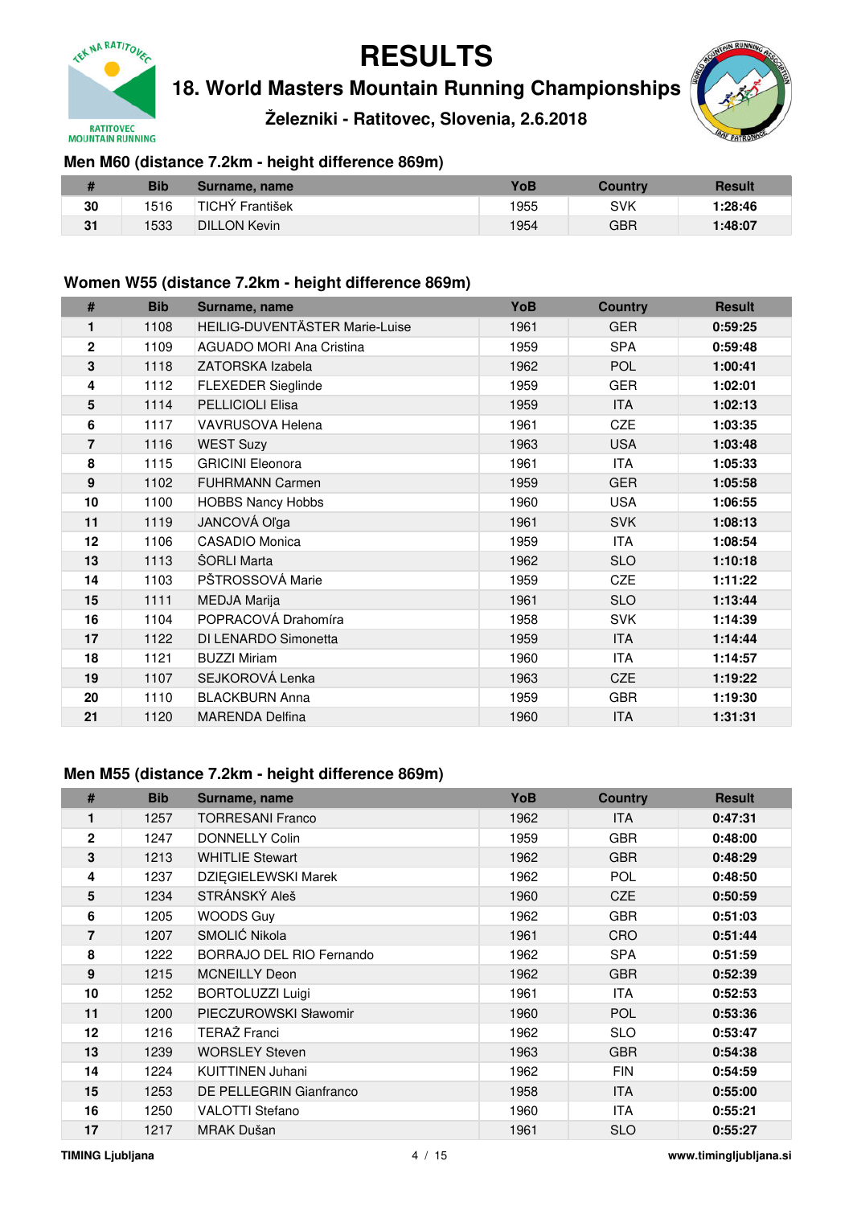# RESULTS

## 18. World Masters Mountain Running Championships

### Železniki - Ratitovec, Slovenia, 2.6.2018

### Men M60 (distance 7.2km - height difference 869m)

| # | Bib | Surname, name | YoB | Country | Result |
|---|---|---|---|---|---|
| 30 | 1516 | TICHÝ František | 1955 | SVK | 1:28:46 |
| 31 | 1533 | DILLON Kevin | 1954 | GBR | 1:48:07 |

### Women W55 (distance 7.2km - height difference 869m)

| # | Bib | Surname, name | YoB | Country | Result |
|---|---|---|---|---|---|
| 1 | 1108 | HEILIG-DUVENTÄSTER Marie-Luise | 1961 | GER | 0:59:25 |
| 2 | 1109 | AGUADO MORI Ana Cristina | 1959 | SPA | 0:59:48 |
| 3 | 1118 | ZATORSKA Izabela | 1962 | POL | 1:00:41 |
| 4 | 1112 | FLEXEDER Sieglinde | 1959 | GER | 1:02:01 |
| 5 | 1114 | PELLICIOLI Elisa | 1959 | ITA | 1:02:13 |
| 6 | 1117 | VAVRUSOVA Helena | 1961 | CZE | 1:03:35 |
| 7 | 1116 | WEST Suzy | 1963 | USA | 1:03:48 |
| 8 | 1115 | GRICINI Eleonora | 1961 | ITA | 1:05:33 |
| 9 | 1102 | FUHRMANN Carmen | 1959 | GER | 1:05:58 |
| 10 | 1100 | HOBBS Nancy Hobbs | 1960 | USA | 1:06:55 |
| 11 | 1119 | JANCOVÁ Oľga | 1961 | SVK | 1:08:13 |
| 12 | 1106 | CASADIO Monica | 1959 | ITA | 1:08:54 |
| 13 | 1113 | ŠORLI Marta | 1962 | SLO | 1:10:18 |
| 14 | 1103 | PŠTROSSOVÁ Marie | 1959 | CZE | 1:11:22 |
| 15 | 1111 | MEDJA Marija | 1961 | SLO | 1:13:44 |
| 16 | 1104 | POPRACOVÁ Drahomíra | 1958 | SVK | 1:14:39 |
| 17 | 1122 | DI LENARDO Simonetta | 1959 | ITA | 1:14:44 |
| 18 | 1121 | BUZZI Miriam | 1960 | ITA | 1:14:57 |
| 19 | 1107 | SEJKOROVÁ Lenka | 1963 | CZE | 1:19:22 |
| 20 | 1110 | BLACKBURN Anna | 1959 | GBR | 1:19:30 |
| 21 | 1120 | MARENDA Delfina | 1960 | ITA | 1:31:31 |

### Men M55 (distance 7.2km - height difference 869m)

| # | Bib | Surname, name | YoB | Country | Result |
|---|---|---|---|---|---|
| 1 | 1257 | TORRESANI Franco | 1962 | ITA | 0:47:31 |
| 2 | 1247 | DONNELLY Colin | 1959 | GBR | 0:48:00 |
| 3 | 1213 | WHITLIE Stewart | 1962 | GBR | 0:48:29 |
| 4 | 1237 | DZIĘGIELEWSKI Marek | 1962 | POL | 0:48:50 |
| 5 | 1234 | STRÁNSKÝ Aleš | 1960 | CZE | 0:50:59 |
| 6 | 1205 | WOODS Guy | 1962 | GBR | 0:51:03 |
| 7 | 1207 | SMOLIĆ Nikola | 1961 | CRO | 0:51:44 |
| 8 | 1222 | BORRAJO DEL RIO Fernando | 1962 | SPA | 0:51:59 |
| 9 | 1215 | MCNEILLY Deon | 1962 | GBR | 0:52:39 |
| 10 | 1252 | BORTOLUZZI Luigi | 1961 | ITA | 0:52:53 |
| 11 | 1200 | PIECZUROWSKI Sławomir | 1960 | POL | 0:53:36 |
| 12 | 1216 | TERAŽ Franci | 1962 | SLO | 0:53:47 |
| 13 | 1239 | WORSLEY Steven | 1963 | GBR | 0:54:38 |
| 14 | 1224 | KUITTINEN Juhani | 1962 | FIN | 0:54:59 |
| 15 | 1253 | DE PELLEGRIN Gianfranco | 1958 | ITA | 0:55:00 |
| 16 | 1250 | VALOTTI Stefano | 1960 | ITA | 0:55:21 |
| 17 | 1217 | MRAK Dušan | 1961 | SLO | 0:55:27 |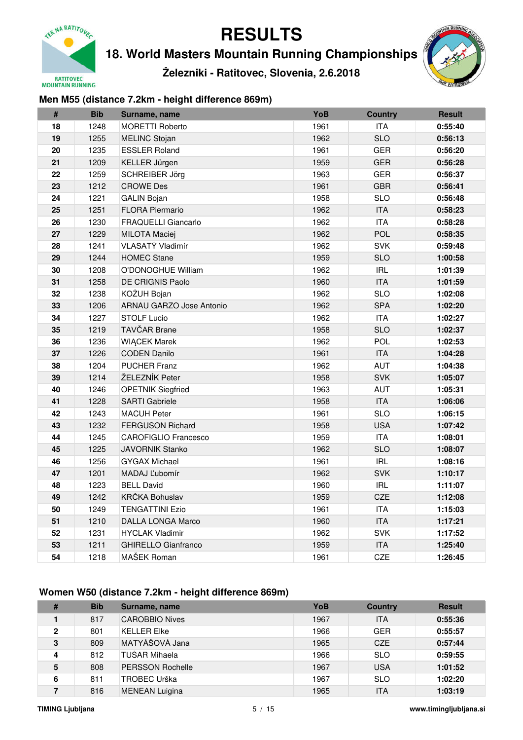# RESULTS

## 18. World Masters Mountain Running Championships

### Železniki - Ratitovec, Slovenia, 2.6.2018

### Men M55 (distance 7.2km - height difference 869m)

| # | Bib | Surname, name | YoB | Country | Result |
|---|---|---|---|---|---|
| 18 | 1248 | MORETTI Roberto | 1961 | ITA | 0:55:40 |
| 19 | 1255 | MELINC Stojan | 1962 | SLO | 0:56:13 |
| 20 | 1235 | ESSLER Roland | 1961 | GER | 0:56:20 |
| 21 | 1209 | KELLER Jürgen | 1959 | GER | 0:56:28 |
| 22 | 1259 | SCHREIBER Jörg | 1963 | GER | 0:56:37 |
| 23 | 1212 | CROWE Des | 1961 | GBR | 0:56:41 |
| 24 | 1221 | GALIN Bojan | 1958 | SLO | 0:56:48 |
| 25 | 1251 | FLORA Piermario | 1962 | ITA | 0:58:23 |
| 26 | 1230 | FRAQUELLI Giancarlo | 1962 | ITA | 0:58:28 |
| 27 | 1229 | MILOTA Maciej | 1962 | POL | 0:58:35 |
| 28 | 1241 | VLASATÝ Vladimír | 1962 | SVK | 0:59:48 |
| 29 | 1244 | HOMEC Stane | 1959 | SLO | 1:00:58 |
| 30 | 1208 | O'DONOGHUE William | 1962 | IRL | 1:01:39 |
| 31 | 1258 | DE CRIGNIS Paolo | 1960 | ITA | 1:01:59 |
| 32 | 1238 | KOŽUH Bojan | 1962 | SLO | 1:02:08 |
| 33 | 1206 | ARNAU GARZO Jose Antonio | 1962 | SPA | 1:02:20 |
| 34 | 1227 | STOLF Lucio | 1962 | ITA | 1:02:27 |
| 35 | 1219 | TAVČAR Brane | 1958 | SLO | 1:02:37 |
| 36 | 1236 | WIĄCEK Marek | 1962 | POL | 1:02:53 |
| 37 | 1226 | CODEN Danilo | 1961 | ITA | 1:04:28 |
| 38 | 1204 | PUCHER Franz | 1962 | AUT | 1:04:38 |
| 39 | 1214 | ŽELEZNÍK Peter | 1958 | SVK | 1:05:07 |
| 40 | 1246 | OPETNIK Siegfried | 1963 | AUT | 1:05:31 |
| 41 | 1228 | SARTI Gabriele | 1958 | ITA | 1:06:06 |
| 42 | 1243 | MACUH Peter | 1961 | SLO | 1:06:15 |
| 43 | 1232 | FERGUSON Richard | 1958 | USA | 1:07:42 |
| 44 | 1245 | CAROFIGLIO Francesco | 1959 | ITA | 1:08:01 |
| 45 | 1225 | JAVORNIK Stanko | 1962 | SLO | 1:08:07 |
| 46 | 1256 | GYGAX Michael | 1961 | IRL | 1:08:16 |
| 47 | 1201 | MADAJ Ľubomír | 1962 | SVK | 1:10:17 |
| 48 | 1223 | BELL David | 1960 | IRL | 1:11:07 |
| 49 | 1242 | KRČKA Bohuslav | 1959 | CZE | 1:12:08 |
| 50 | 1249 | TENGATTINI Ezio | 1961 | ITA | 1:15:03 |
| 51 | 1210 | DALLA LONGA Marco | 1960 | ITA | 1:17:21 |
| 52 | 1231 | HYCLAK Vladimir | 1962 | SVK | 1:17:52 |
| 53 | 1211 | GHIRELLO Gianfranco | 1959 | ITA | 1:25:40 |
| 54 | 1218 | MAŠEK Roman | 1961 | CZE | 1:26:45 |

### Women W50 (distance 7.2km - height difference 869m)

| # | Bib | Surname, name | YoB | Country | Result |
|---|---|---|---|---|---|
| 1 | 817 | CAROBBIO Nives | 1967 | ITA | 0:55:36 |
| 2 | 801 | KELLER Elke | 1966 | GER | 0:55:57 |
| 3 | 809 | MATYÁŠOVÁ Jana | 1965 | CZE | 0:57:44 |
| 4 | 812 | TUŠAR Mihaela | 1966 | SLO | 0:59:55 |
| 5 | 808 | PERSSON Rochelle | 1967 | USA | 1:01:52 |
| 6 | 811 | TROBEC Urška | 1967 | SLO | 1:02:20 |
| 7 | 816 | MENEAN Luigina | 1965 | ITA | 1:03:19 |

TIMING Ljubljana www.timingljubljana.si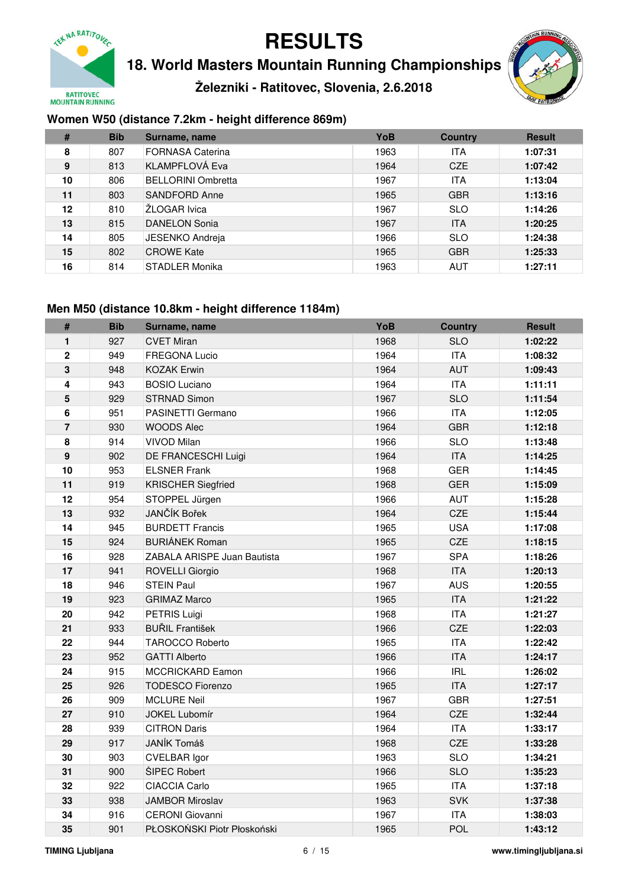# RESULTS

## 18. World Masters Mountain Running Championships

### Železniki - Ratitovec, Slovenia, 2.6.2018

### Women W50 (distance 7.2km - height difference 869m)

| # | Bib | Surname, name | YoB | Country | Result |
|---|---|---|---|---|---|
| **8** | 807 | FORNASA Caterina | 1963 | ITA | **1:07:31** |
| **9** | 813 | KLAMPFLOVÁ Eva | 1964 | CZE | **1:07:42** |
| **10** | 806 | BELLORINI Ombretta | 1967 | ITA | **1:13:04** |
| **11** | 803 | SANDFORD Anne | 1965 | GBR | **1:13:16** |
| **12** | 810 | ŽLOGAR Ivica | 1967 | SLO | **1:14:26** |
| **13** | 815 | DANELON Sonia | 1967 | ITA | **1:20:25** |
| **14** | 805 | JESENKO Andreja | 1966 | SLO | **1:24:38** |
| **15** | 802 | CROWE Kate | 1965 | GBR | **1:25:33** |
| **16** | 814 | STADLER Monika | 1963 | AUT | **1:27:11** |

### Men M50 (distance 10.8km - height difference 1184m)

| # | Bib | Surname, name | YoB | Country | Result |
|---|---|---|---|---|---|
| **1** | 927 | CVET Miran | 1968 | SLO | **1:02:22** |
| **2** | 949 | FREGONA Lucio | 1964 | ITA | **1:08:32** |
| **3** | 948 | KOZAK Erwin | 1964 | AUT | **1:09:43** |
| **4** | 943 | BOSIO Luciano | 1964 | ITA | **1:11:11** |
| **5** | 929 | STRNAD Simon | 1967 | SLO | **1:11:54** |
| **6** | 951 | PASINETTI Germano | 1966 | ITA | **1:12:05** |
| **7** | 930 | WOODS Alec | 1964 | GBR | **1:12:18** |
| **8** | 914 | VIVOD Milan | 1966 | SLO | **1:13:48** |
| **9** | 902 | DE FRANCESCHI Luigi | 1964 | ITA | **1:14:25** |
| **10** | 953 | ELSNER Frank | 1968 | GER | **1:14:45** |
| **11** | 919 | KRISCHER Siegfried | 1968 | GER | **1:15:09** |
| **12** | 954 | STOPPEL Jürgen | 1966 | AUT | **1:15:28** |
| **13** | 932 | JANČÍK Bořek | 1964 | CZE | **1:15:44** |
| **14** | 945 | BURDETT Francis | 1965 | USA | **1:17:08** |
| **15** | 924 | BURIÁNEK Roman | 1965 | CZE | **1:18:15** |
| **16** | 928 | ZABALA ARISPE Juan Bautista | 1967 | SPA | **1:18:26** |
| **17** | 941 | ROVELLI Giorgio | 1968 | ITA | **1:20:13** |
| **18** | 946 | STEIN Paul | 1967 | AUS | **1:20:55** |
| **19** | 923 | GRIMAZ Marco | 1965 | ITA | **1:21:22** |
| **20** | 942 | PETRIS Luigi | 1968 | ITA | **1:21:27** |
| **21** | 933 | BUŘIL František | 1966 | CZE | **1:22:03** |
| **22** | 944 | TAROCCO Roberto | 1965 | ITA | **1:22:42** |
| **23** | 952 | GATTI Alberto | 1966 | ITA | **1:24:17** |
| **24** | 915 | MCCRICKARD Eamon | 1966 | IRL | **1:26:02** |
| **25** | 926 | TODESCO Fiorenzo | 1965 | ITA | **1:27:17** |
| **26** | 909 | MCLURE Neil | 1967 | GBR | **1:27:51** |
| **27** | 910 | JOKEL Lubomír | 1964 | CZE | **1:32:44** |
| **28** | 939 | CITRON Daris | 1964 | ITA | **1:33:17** |
| **29** | 917 | JANÍK Tomáš | 1968 | CZE | **1:33:28** |
| **30** | 903 | CVELBAR Igor | 1963 | SLO | **1:34:21** |
| **31** | 900 | ŠIPEC Robert | 1966 | SLO | **1:35:23** |
| **32** | 922 | CIACCIA Carlo | 1965 | ITA | **1:37:18** |
| **33** | 938 | JAMBOR Miroslav | 1963 | SVK | **1:37:38** |
| **34** | 916 | CERONI Giovanni | 1967 | ITA | **1:38:03** |
| **35** | 901 | PŁOSKOŃSKI Piotr Płoskoński | 1965 | POL | **1:43:12** |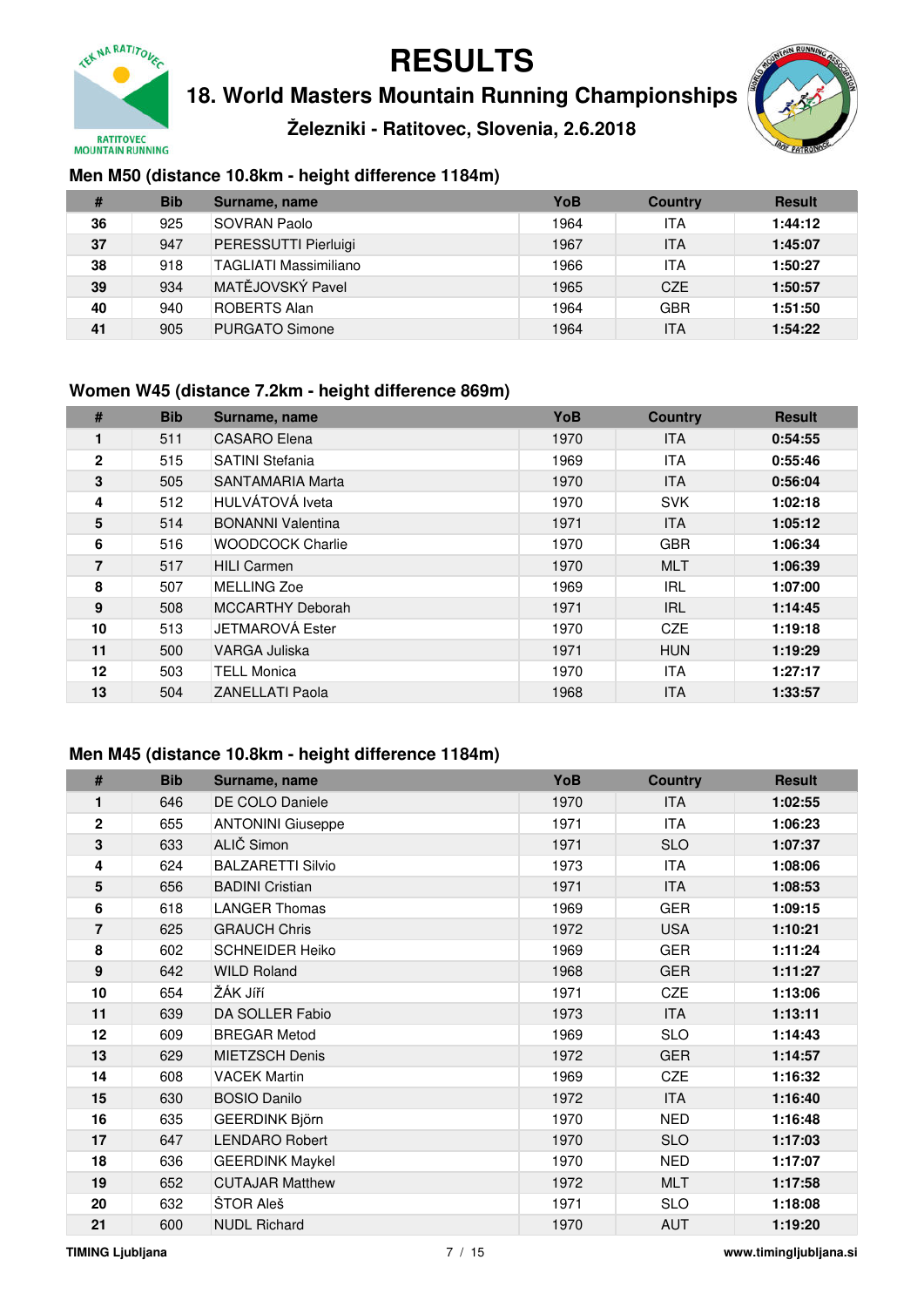# RESULTS

## 18. World Masters Mountain Running Championships

### Železniki - Ratitovec, Slovenia, 2.6.2018

### Men M50 (distance 10.8km - height difference 1184m)

| # | Bib | Surname, name | YoB | Country | Result |
|---|---|---|---|---|---|
| **36** | 925 | SOVRAN Paolo | 1964 | ITA | **1:44:12** |
| **37** | 947 | PERESSUTTI Pierluigi | 1967 | ITA | **1:45:07** |
| **38** | 918 | TAGLIATI Massimiliano | 1966 | ITA | **1:50:27** |
| **39** | 934 | MATĚJOVSKÝ Pavel | 1965 | CZE | **1:50:57** |
| **40** | 940 | ROBERTS Alan | 1964 | GBR | **1:51:50** |
| **41** | 905 | PURGATO Simone | 1964 | ITA | **1:54:22** |

### Women W45 (distance 7.2km - height difference 869m)

| # | Bib | Surname, name | YoB | Country | Result |
|---|---|---|---|---|---|
| **1** | 511 | CASARO Elena | 1970 | ITA | **0:54:55** |
| **2** | 515 | SATINI Stefania | 1969 | ITA | **0:55:46** |
| **3** | 505 | SANTAMARIA Marta | 1970 | ITA | **0:56:04** |
| **4** | 512 | HULVÁTOVÁ Iveta | 1970 | SVK | **1:02:18** |
| **5** | 514 | BONANNI Valentina | 1971 | ITA | **1:05:12** |
| **6** | 516 | WOODCOCK Charlie | 1970 | GBR | **1:06:34** |
| **7** | 517 | HILI Carmen | 1970 | MLT | **1:06:39** |
| **8** | 507 | MELLING Zoe | 1969 | IRL | **1:07:00** |
| **9** | 508 | MCCARTHY Deborah | 1971 | IRL | **1:14:45** |
| **10** | 513 | JETMAROVÁ Ester | 1970 | CZE | **1:19:18** |
| **11** | 500 | VARGA Juliska | 1971 | HUN | **1:19:29** |
| **12** | 503 | TELL Monica | 1970 | ITA | **1:27:17** |
| **13** | 504 | ZANELLATI Paola | 1968 | ITA | **1:33:57** |

### Men M45 (distance 10.8km - height difference 1184m)

| # | Bib | Surname, name | YoB | Country | Result |
|---|---|---|---|---|---|
| **1** | 646 | DE COLO Daniele | 1970 | ITA | **1:02:55** |
| **2** | 655 | ANTONINI Giuseppe | 1971 | ITA | **1:06:23** |
| **3** | 633 | ALIČ Simon | 1971 | SLO | **1:07:37** |
| **4** | 624 | BALZARETTI Silvio | 1973 | ITA | **1:08:06** |
| **5** | 656 | BADINI Cristian | 1971 | ITA | **1:08:53** |
| **6** | 618 | LANGER Thomas | 1969 | GER | **1:09:15** |
| **7** | 625 | GRAUCH Chris | 1972 | USA | **1:10:21** |
| **8** | 602 | SCHNEIDER Heiko | 1969 | GER | **1:11:24** |
| **9** | 642 | WILD Roland | 1968 | GER | **1:11:27** |
| **10** | 654 | ŽÁK Jiří | 1971 | CZE | **1:13:06** |
| **11** | 639 | DA SOLLER Fabio | 1973 | ITA | **1:13:11** |
| **12** | 609 | BREGAR Metod | 1969 | SLO | **1:14:43** |
| **13** | 629 | MIETZSCH Denis | 1972 | GER | **1:14:57** |
| **14** | 608 | VACEK Martin | 1969 | CZE | **1:16:32** |
| **15** | 630 | BOSIO Danilo | 1972 | ITA | **1:16:40** |
| **16** | 635 | GEERDINK Björn | 1970 | NED | **1:16:48** |
| **17** | 647 | LENDARO Robert | 1970 | SLO | **1:17:03** |
| **18** | 636 | GEERDINK Maykel | 1970 | NED | **1:17:07** |
| **19** | 652 | CUTAJAR Matthew | 1972 | MLT | **1:17:58** |
| **20** | 632 | ŠTOR Aleš | 1971 | SLO | **1:18:08** |
| **21** | 600 | NUDL Richard | 1970 | AUT | **1:19:20** |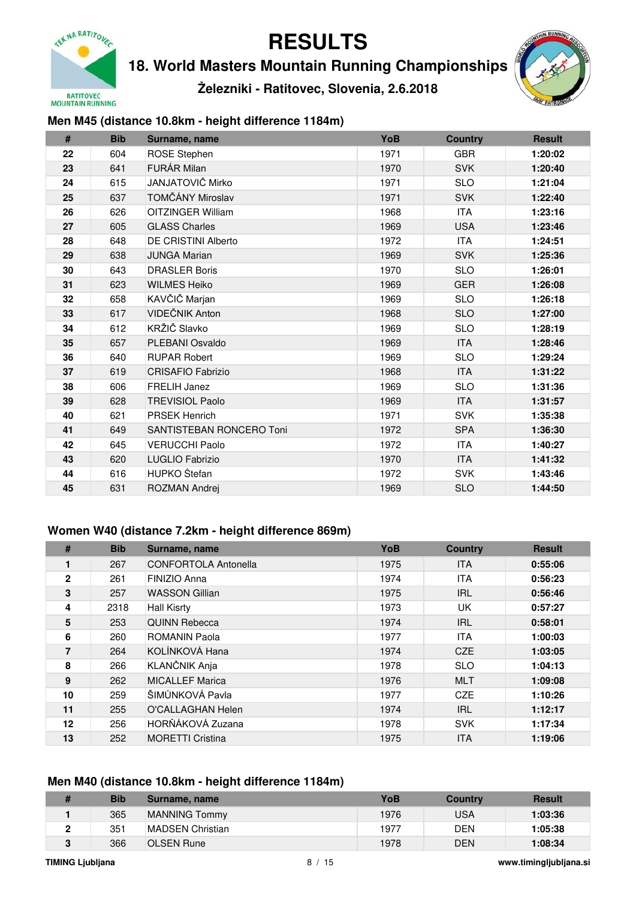# RESULTS

## 18. World Masters Mountain Running Championships

### Železniki - Ratitovec, Slovenia, 2.6.2018

### Men M45 (distance 10.8km - height difference 1184m)

| # | Bib | Surname, name | YoB | Country | Result |
|---|---|---|---|---|---|
| 22 | 604 | ROSE Stephen | 1971 | GBR | 1:20:02 |
| 23 | 641 | FURÁR Milan | 1970 | SVK | 1:20:40 |
| 24 | 615 | JANJATOVIČ Mirko | 1971 | SLO | 1:21:04 |
| 25 | 637 | TOMČÁNY Miroslav | 1971 | SVK | 1:22:40 |
| 26 | 626 | OITZINGER William | 1968 | ITA | 1:23:16 |
| 27 | 605 | GLASS Charles | 1969 | USA | 1:23:46 |
| 28 | 648 | DE CRISTINI Alberto | 1972 | ITA | 1:24:51 |
| 29 | 638 | JUNGA Marian | 1969 | SVK | 1:25:36 |
| 30 | 643 | DRASLER Boris | 1970 | SLO | 1:26:01 |
| 31 | 623 | WILMES Heiko | 1969 | GER | 1:26:08 |
| 32 | 658 | KAVČIČ Marjan | 1969 | SLO | 1:26:18 |
| 33 | 617 | VIDEČNIK Anton | 1968 | SLO | 1:27:00 |
| 34 | 612 | KRŽIČ Slavko | 1969 | SLO | 1:28:19 |
| 35 | 657 | PLEBANI Osvaldo | 1969 | ITA | 1:28:46 |
| 36 | 640 | RUPAR Robert | 1969 | SLO | 1:29:24 |
| 37 | 619 | CRISAFIO Fabrizio | 1968 | ITA | 1:31:22 |
| 38 | 606 | FRELIH Janez | 1969 | SLO | 1:31:36 |
| 39 | 628 | TREVISIOL Paolo | 1969 | ITA | 1:31:57 |
| 40 | 621 | PRSEK Henrich | 1971 | SVK | 1:35:38 |
| 41 | 649 | SANTISTEBAN RONCERO Toni | 1972 | SPA | 1:36:30 |
| 42 | 645 | VERUCCHI Paolo | 1972 | ITA | 1:40:27 |
| 43 | 620 | LUGLIO Fabrizio | 1970 | ITA | 1:41:32 |
| 44 | 616 | HUPKO Štefan | 1972 | SVK | 1:43:46 |
| 45 | 631 | ROZMAN Andrej | 1969 | SLO | 1:44:50 |

### Women W40 (distance 7.2km - height difference 869m)

| # | Bib | Surname, name | YoB | Country | Result |
|---|---|---|---|---|---|
| 1 | 267 | CONFORTOLA Antonella | 1975 | ITA | 0:55:06 |
| 2 | 261 | FINIZIO Anna | 1974 | ITA | 0:56:23 |
| 3 | 257 | WASSON Gillian | 1975 | IRL | 0:56:46 |
| 4 | 2318 | Hall Kisrty | 1973 | UK | 0:57:27 |
| 5 | 253 | QUINN Rebecca | 1974 | IRL | 0:58:01 |
| 6 | 260 | ROMANIN Paola | 1977 | ITA | 1:00:03 |
| 7 | 264 | KOLÍNKOVÁ Hana | 1974 | CZE | 1:03:05 |
| 8 | 266 | KLANČNIK Anja | 1978 | SLO | 1:04:13 |
| 9 | 262 | MICALLEF Marica | 1976 | MLT | 1:09:08 |
| 10 | 259 | ŠIMŮNKOVÁ Pavla | 1977 | CZE | 1:10:26 |
| 11 | 255 | O'CALLAGHAN Helen | 1974 | IRL | 1:12:17 |
| 12 | 256 | HORŇÁKOVÁ Zuzana | 1978 | SVK | 1:17:34 |
| 13 | 252 | MORETTI Cristina | 1975 | ITA | 1:19:06 |

### Men M40 (distance 10.8km - height difference 1184m)

| # | Bib | Surname, name | YoB | Country | Result |
|---|---|---|---|---|---|
| 1 | 365 | MANNING Tommy | 1976 | USA | 1:03:36 |
| 2 | 351 | MADSEN Christian | 1977 | DEN | 1:05:38 |
| 3 | 366 | OLSEN Rune | 1978 | DEN | 1:08:34 |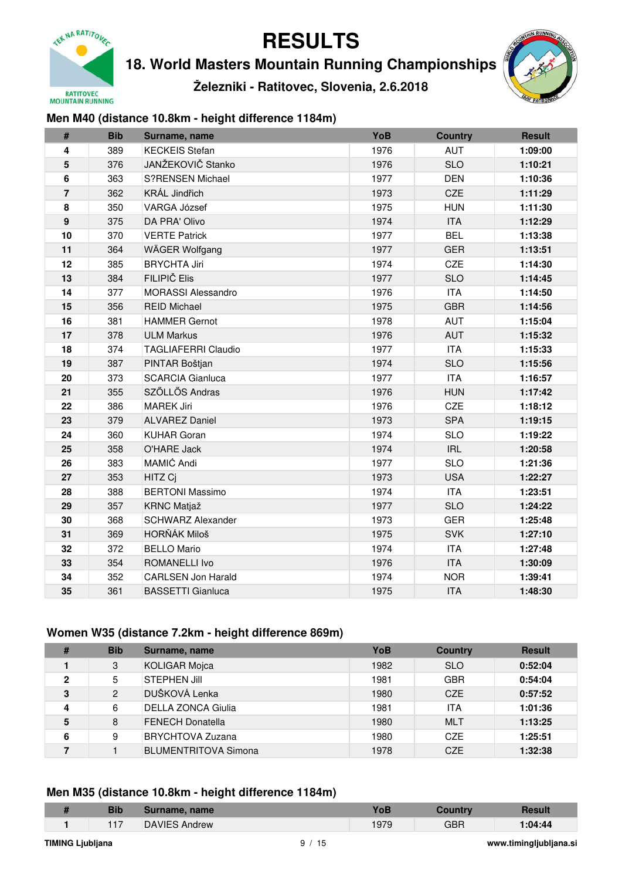# RESULTS

## 18. World Masters Mountain Running Championships

### Železniki - Ratitovec, Slovenia, 2.6.2018

### Men M40 (distance 10.8km - height difference 1184m)

| # | Bib | Surname, name | YoB | Country | Result |
|---|---|---|---|---|---|
| 4 | 389 | KECKEIS Stefan | 1976 | AUT | 1:09:00 |
| 5 | 376 | JANŽEKOVIČ Stanko | 1976 | SLO | 1:10:21 |
| 6 | 363 | S?RENSEN Michael | 1977 | DEN | 1:10:36 |
| 7 | 362 | KRÁL Jindřich | 1973 | CZE | 1:11:29 |
| 8 | 350 | VARGA József | 1975 | HUN | 1:11:30 |
| 9 | 375 | DA PRA' Olivo | 1974 | ITA | 1:12:29 |
| 10 | 370 | VERTE Patrick | 1977 | BEL | 1:13:38 |
| 11 | 364 | WÄGER Wolfgang | 1977 | GER | 1:13:51 |
| 12 | 385 | BRYCHTA Jiri | 1974 | CZE | 1:14:30 |
| 13 | 384 | FILIPIČ Elis | 1977 | SLO | 1:14:45 |
| 14 | 377 | MORASSI Alessandro | 1976 | ITA | 1:14:50 |
| 15 | 356 | REID Michael | 1975 | GBR | 1:14:56 |
| 16 | 381 | HAMMER Gernot | 1978 | AUT | 1:15:04 |
| 17 | 378 | ULM Markus | 1976 | AUT | 1:15:32 |
| 18 | 374 | TAGLIAFERRI Claudio | 1977 | ITA | 1:15:33 |
| 19 | 387 | PINTAR Boštjan | 1974 | SLO | 1:15:56 |
| 20 | 373 | SCARCIA Gianluca | 1977 | ITA | 1:16:57 |
| 21 | 355 | SZŐLLŐS Andras | 1976 | HUN | 1:17:42 |
| 22 | 386 | MAREK Jiri | 1976 | CZE | 1:18:12 |
| 23 | 379 | ALVAREZ Daniel | 1973 | SPA | 1:19:15 |
| 24 | 360 | KUHAR Goran | 1974 | SLO | 1:19:22 |
| 25 | 358 | O'HARE Jack | 1974 | IRL | 1:20:58 |
| 26 | 383 | MAMIĆ Andi | 1977 | SLO | 1:21:36 |
| 27 | 353 | HITZ Cj | 1973 | USA | 1:22:27 |
| 28 | 388 | BERTONI Massimo | 1974 | ITA | 1:23:51 |
| 29 | 357 | KRNC Matjaž | 1977 | SLO | 1:24:22 |
| 30 | 368 | SCHWARZ Alexander | 1973 | GER | 1:25:48 |
| 31 | 369 | HORŇÁK Miloš | 1975 | SVK | 1:27:10 |
| 32 | 372 | BELLO Mario | 1974 | ITA | 1:27:48 |
| 33 | 354 | ROMANELLI Ivo | 1976 | ITA | 1:30:09 |
| 34 | 352 | CARLSEN Jon Harald | 1974 | NOR | 1:39:41 |
| 35 | 361 | BASSETTI Gianluca | 1975 | ITA | 1:48:30 |

### Women W35 (distance 7.2km - height difference 869m)

| # | Bib | Surname, name | YoB | Country | Result |
|---|---|---|---|---|---|
| 1 | 3 | KOLIGAR Mojca | 1982 | SLO | 0:52:04 |
| 2 | 5 | STEPHEN Jill | 1981 | GBR | 0:54:04 |
| 3 | 2 | DUŠKOVÁ Lenka | 1980 | CZE | 0:57:52 |
| 4 | 6 | DELLA ZONCA Giulia | 1981 | ITA | 1:01:36 |
| 5 | 8 | FENECH Donatella | 1980 | MLT | 1:13:25 |
| 6 | 9 | BRYCHTOVA Zuzana | 1980 | CZE | 1:25:51 |
| 7 | 1 | BLUMENTRITOVA Simona | 1978 | CZE | 1:32:38 |

### Men M35 (distance 10.8km - height difference 1184m)

| # | Bib | Surname, name | YoB | Country | Result |
|---|---|---|---|---|---|
| 1 | 117 | DAVIES Andrew | 1979 | GBR | 1:04:44 |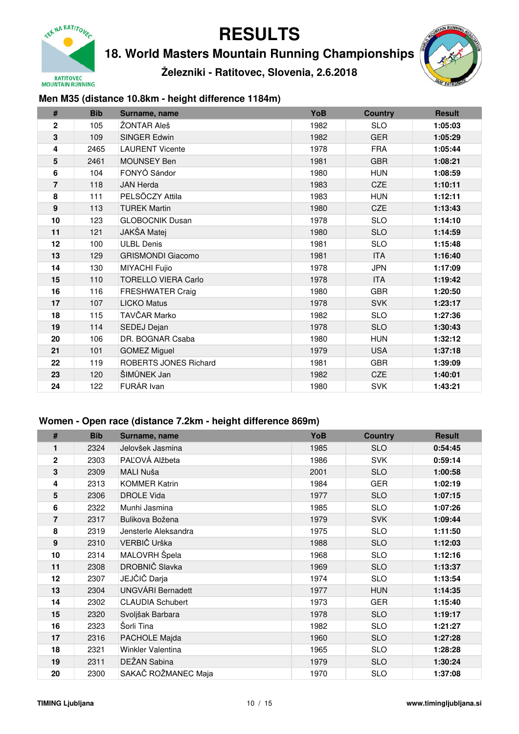# RESULTS

## 18. World Masters Mountain Running Championships

### Železniki - Ratitovec, Slovenia, 2.6.2018

### Men M35 (distance 10.8km - height difference 1184m)

| # | Bib | Surname, name | YoB | Country | Result |
|---|---|---|---|---|---|
| 2 | 105 | ŽONTAR Aleš | 1982 | SLO | 1:05:03 |
| 3 | 109 | SINGER Edwin | 1982 | GER | 1:05:29 |
| 4 | 2465 | LAURENT Vicente | 1978 | FRA | 1:05:44 |
| 5 | 2461 | MOUNSEY Ben | 1981 | GBR | 1:08:21 |
| 6 | 104 | FONYÓ Sándor | 1980 | HUN | 1:08:59 |
| 7 | 118 | JAN Herda | 1983 | CZE | 1:10:11 |
| 8 | 111 | PELSÖCZY Attila | 1983 | HUN | 1:12:11 |
| 9 | 113 | TUREK Martin | 1980 | CZE | 1:13:43 |
| 10 | 123 | GLOBOCNIK Dusan | 1978 | SLO | 1:14:10 |
| 11 | 121 | JAKŠA Matej | 1980 | SLO | 1:14:59 |
| 12 | 100 | ULBL Denis | 1981 | SLO | 1:15:48 |
| 13 | 129 | GRISMONDI Giacomo | 1981 | ITA | 1:16:40 |
| 14 | 130 | MIYACHI Fujio | 1978 | JPN | 1:17:09 |
| 15 | 110 | TORELLO VIERA Carlo | 1978 | ITA | 1:19:42 |
| 16 | 116 | FRESHWATER Craig | 1980 | GBR | 1:20:50 |
| 17 | 107 | LICKO Matus | 1978 | SVK | 1:23:17 |
| 18 | 115 | TAVČAR Marko | 1982 | SLO | 1:27:36 |
| 19 | 114 | SEDEJ Dejan | 1978 | SLO | 1:30:43 |
| 20 | 106 | DR. BOGNAR Csaba | 1980 | HUN | 1:32:12 |
| 21 | 101 | GOMEZ Miguel | 1979 | USA | 1:37:18 |
| 22 | 119 | ROBERTS JONES Richard | 1981 | GBR | 1:39:09 |
| 23 | 120 | ŠIMŮNEK Jan | 1982 | CZE | 1:40:01 |
| 24 | 122 | FURÁR Ivan | 1980 | SVK | 1:43:21 |

### Women - Open race (distance 7.2km - height difference 869m)

| # | Bib | Surname, name | YoB | Country | Result |
|---|---|---|---|---|---|
| 1 | 2324 | Jelovšek Jasmina | 1985 | SLO | 0:54:45 |
| 2 | 2303 | PAĽOVÁ Alžbeta | 1986 | SVK | 0:59:14 |
| 3 | 2309 | MALI Nuša | 2001 | SLO | 1:00:58 |
| 4 | 2313 | KOMMER Katrin | 1984 | GER | 1:02:19 |
| 5 | 2306 | DROLE Vida | 1977 | SLO | 1:07:15 |
| 6 | 2322 | Munhi Jasmina | 1985 | SLO | 1:07:26 |
| 7 | 2317 | Bulikova Božena | 1979 | SVK | 1:09:44 |
| 8 | 2319 | Jensterle Aleksandra | 1975 | SLO | 1:11:50 |
| 9 | 2310 | VERBIČ Urška | 1988 | SLO | 1:12:03 |
| 10 | 2314 | MALOVRH Špela | 1968 | SLO | 1:12:16 |
| 11 | 2308 | DROBNIČ Slavka | 1969 | SLO | 1:13:37 |
| 12 | 2307 | JEJČIČ Darja | 1974 | SLO | 1:13:54 |
| 13 | 2304 | UNGVÁRI Bernadett | 1977 | HUN | 1:14:35 |
| 14 | 2302 | CLAUDIA Schubert | 1973 | GER | 1:15:40 |
| 15 | 2320 | Svoljšak Barbara | 1978 | SLO | 1:19:17 |
| 16 | 2323 | Šorli Tina | 1982 | SLO | 1:21:27 |
| 17 | 2316 | PACHOLE Majda | 1960 | SLO | 1:27:28 |
| 18 | 2321 | Winkler Valentina | 1965 | SLO | 1:28:28 |
| 19 | 2311 | DEŽAN Sabina | 1979 | SLO | 1:30:24 |
| 20 | 2300 | SAKAČ ROŽMANEC Maja | 1970 | SLO | 1:37:08 |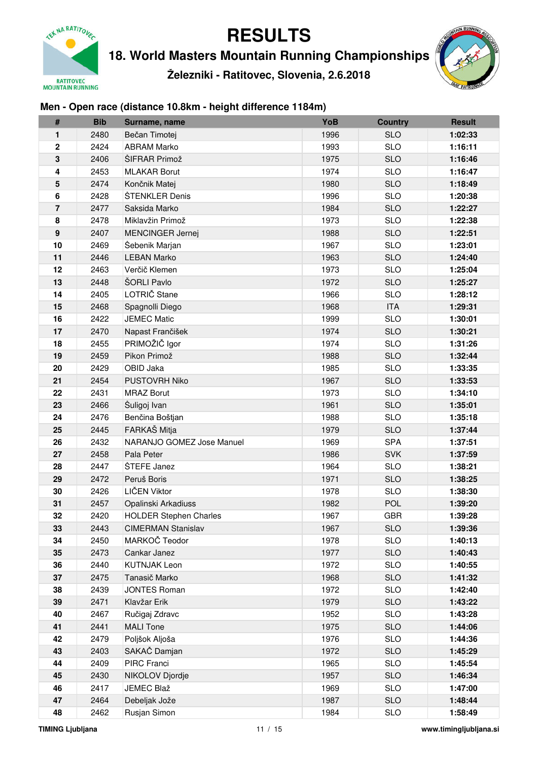# RESULTS

## 18. World Masters Mountain Running Championships

### Železniki - Ratitovec, Slovenia, 2.6.2018

### Men - Open race (distance 10.8km - height difference 1184m)

| # | Bib | Surname, name | YoB | Country | Result |
|---|---|---|---|---|---|
| 1 | 2480 | Bečan Timotej | 1996 | SLO | 1:02:33 |
| 2 | 2424 | ABRAM Marko | 1993 | SLO | 1:16:11 |
| 3 | 2406 | ŠIFRAR Primož | 1975 | SLO | 1:16:46 |
| 4 | 2453 | MLAKAR Borut | 1974 | SLO | 1:16:47 |
| 5 | 2474 | Končnik Matej | 1980 | SLO | 1:18:49 |
| 6 | 2428 | ŠTENKLER Denis | 1996 | SLO | 1:20:38 |
| 7 | 2477 | Saksida Marko | 1984 | SLO | 1:22:27 |
| 8 | 2478 | Miklavžin Primož | 1973 | SLO | 1:22:38 |
| 9 | 2407 | MENCINGER Jernej | 1988 | SLO | 1:22:51 |
| 10 | 2469 | Šebenik Marjan | 1967 | SLO | 1:23:01 |
| 11 | 2446 | LEBAN Marko | 1963 | SLO | 1:24:40 |
| 12 | 2463 | Verčič Klemen | 1973 | SLO | 1:25:04 |
| 13 | 2448 | ŠORLI Pavlo | 1972 | SLO | 1:25:27 |
| 14 | 2405 | LOTRIČ Stane | 1966 | SLO | 1:28:12 |
| 15 | 2468 | Spagnolli Diego | 1968 | ITA | 1:29:31 |
| 16 | 2422 | JEMEC Matic | 1999 | SLO | 1:30:01 |
| 17 | 2470 | Napast Frančišek | 1974 | SLO | 1:30:21 |
| 18 | 2455 | PRIMOŽIČ Igor | 1974 | SLO | 1:31:26 |
| 19 | 2459 | Pikon Primož | 1988 | SLO | 1:32:44 |
| 20 | 2429 | OBID Jaka | 1985 | SLO | 1:33:35 |
| 21 | 2454 | PUSTOVRH Niko | 1967 | SLO | 1:33:53 |
| 22 | 2431 | MRAZ Borut | 1973 | SLO | 1:34:10 |
| 23 | 2466 | Šuligoj Ivan | 1961 | SLO | 1:35:01 |
| 24 | 2476 | Benčina Boštjan | 1988 | SLO | 1:35:18 |
| 25 | 2445 | FARKAŠ Mitja | 1979 | SLO | 1:37:44 |
| 26 | 2432 | NARANJO GOMEZ Jose Manuel | 1969 | SPA | 1:37:51 |
| 27 | 2458 | Pala Peter | 1986 | SVK | 1:37:59 |
| 28 | 2447 | ŠTEFE Janez | 1964 | SLO | 1:38:21 |
| 29 | 2472 | Peruš Boris | 1971 | SLO | 1:38:25 |
| 30 | 2426 | LIČEN Viktor | 1978 | SLO | 1:38:30 |
| 31 | 2457 | Opalinski Arkadiuss | 1982 | POL | 1:39:20 |
| 32 | 2420 | HOLDER Stephen Charles | 1967 | GBR | 1:39:28 |
| 33 | 2443 | CIMERMAN Stanislav | 1967 | SLO | 1:39:36 |
| 34 | 2450 | MARKOČ Teodor | 1978 | SLO | 1:40:13 |
| 35 | 2473 | Cankar Janez | 1977 | SLO | 1:40:43 |
| 36 | 2440 | KUTNJAK Leon | 1972 | SLO | 1:40:55 |
| 37 | 2475 | Tanasič Marko | 1968 | SLO | 1:41:32 |
| 38 | 2439 | JONTES Roman | 1972 | SLO | 1:42:40 |
| 39 | 2471 | Klavžar Erik | 1979 | SLO | 1:43:22 |
| 40 | 2467 | Ručigaj Zdravc | 1952 | SLO | 1:43:28 |
| 41 | 2441 | MALI Tone | 1975 | SLO | 1:44:06 |
| 42 | 2479 | Poljšok Aljoša | 1976 | SLO | 1:44:36 |
| 43 | 2403 | SAKAČ Damjan | 1972 | SLO | 1:45:29 |
| 44 | 2409 | PIRC Franci | 1965 | SLO | 1:45:54 |
| 45 | 2430 | NIKOLOV Djordje | 1957 | SLO | 1:46:34 |
| 46 | 2417 | JEMEC Blaž | 1969 | SLO | 1:47:00 |
| 47 | 2464 | Debeljak Jože | 1987 | SLO | 1:48:44 |
| 48 | 2462 | Rusjan Simon | 1984 | SLO | 1:58:49 |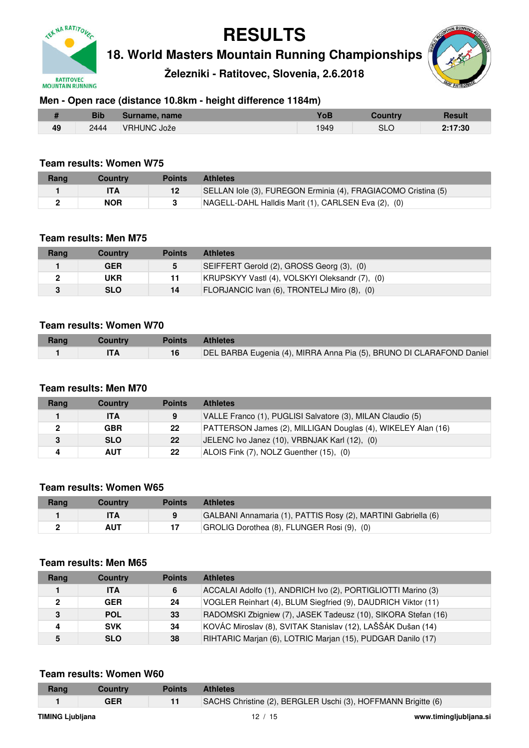# RESULTS

## 18. World Masters Mountain Running Championships

### Železniki - Ratitovec, Slovenia, 2.6.2018

### Men - Open race (distance 10.8km - height difference 1184m)

| # | Bib | Surname, name | YoB | Country | Result |
|---|---|---|---|---|---|
| 49 | 2444 | VRHUNC Jože | 1949 | SLO | 2:17:30 |

### Team results: Women W75

| Rang | Country | Points | Athletes |
|---|---|---|---|
| 1 | ITA | 12 | SELLAN Iole (3), FUREGON Erminia (4), FRAGIACOMO Cristina (5) |
| 2 | NOR | 3 | NAGELL-DAHL Halldis Marit (1), CARLSEN Eva (2), (0) |

### Team results: Men M75

| Rang | Country | Points | Athletes |
|---|---|---|---|
| 1 | GER | 5 | SEIFFERT Gerold (2), GROSS Georg (3), (0) |
| 2 | UKR | 11 | KRUPSKYY Vastl (4), VOLSKYI Oleksandr (7), (0) |
| 3 | SLO | 14 | FLORJANCIC Ivan (6), TRONTELJ Miro (8), (0) |

### Team results: Women W70

| Rang | Country | Points | Athletes |
|---|---|---|---|
| 1 | ITA | 16 | DEL BARBA Eugenia (4), MIRRA Anna Pia (5), BRUNO DI CLARAFOND Daniel |

### Team results: Men M70

| Rang | Country | Points | Athletes |
|---|---|---|---|
| 1 | ITA | 9 | VALLE Franco (1), PUGLISI Salvatore (3), MILAN Claudio (5) |
| 2 | GBR | 22 | PATTERSON James (2), MILLIGAN Douglas (4), WIKELEY Alan (16) |
| 3 | SLO | 22 | JELENC Ivo Janez (10), VRBNJAK Karl (12), (0) |
| 4 | AUT | 22 | ALOIS Fink (7), NOLZ Guenther (15), (0) |

### Team results: Women W65

| Rang | Country | Points | Athletes |
|---|---|---|---|
| 1 | ITA | 9 | GALBANI Annamaria (1), PATTIS Rosy (2), MARTINI Gabriella (6) |
| 2 | AUT | 17 | GROLIG Dorothea (8), FLUNGER Rosi (9), (0) |

### Team results: Men M65

| Rang | Country | Points | Athletes |
|---|---|---|---|
| 1 | ITA | 6 | ACCALAI Adolfo (1), ANDRICH Ivo (2), PORTIGLIOTTI Marino (3) |
| 2 | GER | 24 | VOGLER Reinhart (4), BLUM Siegfried (9), DAUDRICH Viktor (11) |
| 3 | POL | 33 | RADOMSKI Zbigniew (7), JASEK Tadeusz (10), SIKORA Stefan (16) |
| 4 | SVK | 34 | KOVÁC Miroslav (8), SVITAK Stanislav (12), LAŠŠÁK Dušan (14) |
| 5 | SLO | 38 | RIHTARIC Marjan (6), LOTRIC Marjan (15), PUDGAR Danilo (17) |

### Team results: Women W60

| Rang | Country | Points | Athletes |
|---|---|---|---|
| 1 | GER | 11 | SACHS Christine (2), BERGLER Uschi (3), HOFFMANN Brigitte (6) |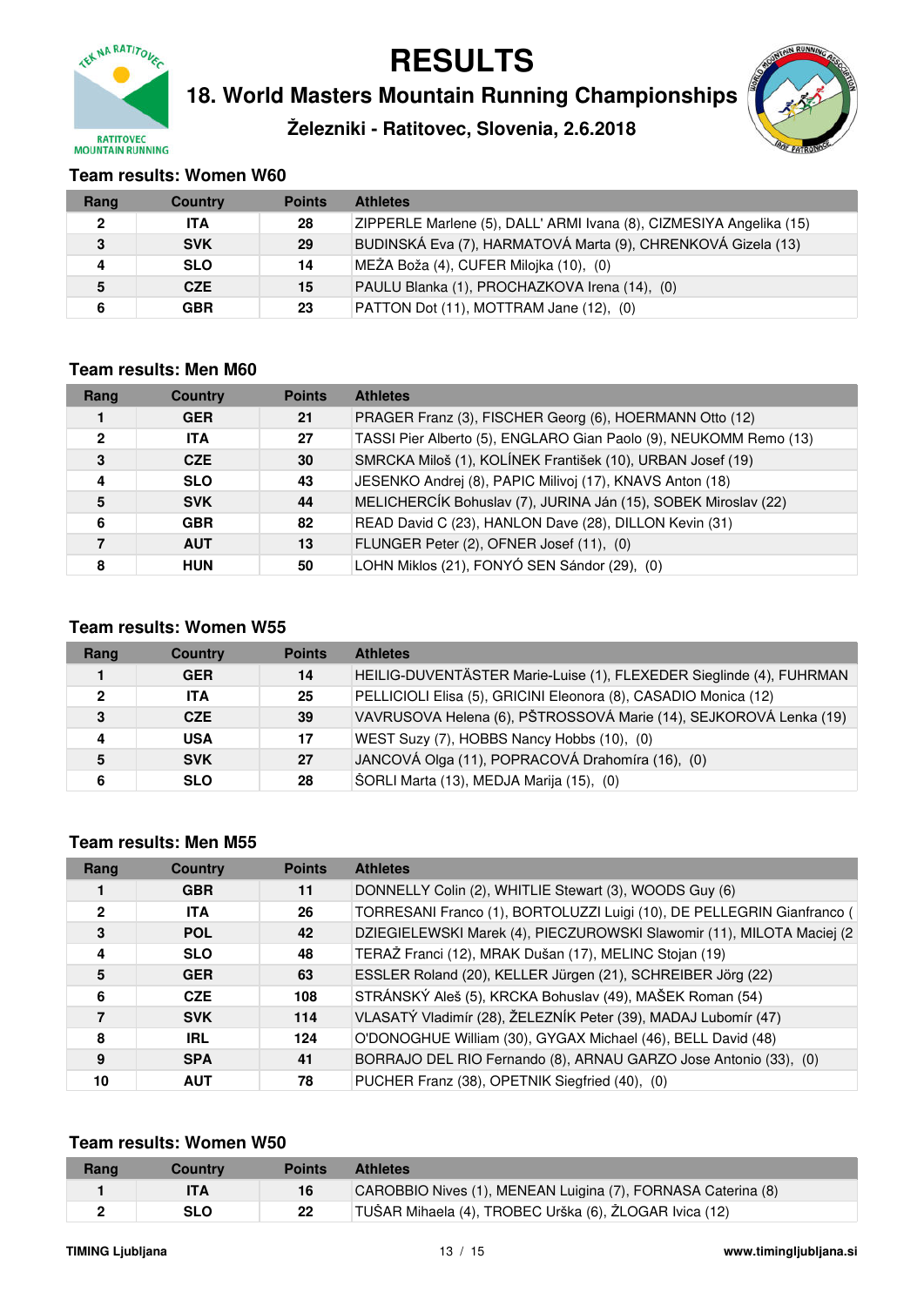# RESULTS

## 18. World Masters Mountain Running Championships

### Železniki - Ratitovec, Slovenia, 2.6.2018

### Team results: Women W60

| Rang | Country | Points | Athletes |
|---|---|---|---|
| 2 | ITA | 28 | ZIPPERLE Marlene (5), DALL' ARMI Ivana (8), CIZMESIYA Angelika (15) |
| 3 | SVK | 29 | BUDINSKÁ Eva (7), HARMATOVÁ Marta (9), CHRENKOVÁ Gizela (13) |
| 4 | SLO | 14 | MEŽA Boža (4), CUFER Milojka (10), (0) |
| 5 | CZE | 15 | PAULU Blanka (1), PROCHAZKOVA Irena (14), (0) |
| 6 | GBR | 23 | PATTON Dot (11), MOTTRAM Jane (12), (0) |

### Team results: Men M60

| Rang | Country | Points | Athletes |
|---|---|---|---|
| 1 | GER | 21 | PRAGER Franz (3), FISCHER Georg (6), HOERMANN Otto (12) |
| 2 | ITA | 27 | TASSI Pier Alberto (5), ENGLARO Gian Paolo (9), NEUKOMM Remo (13) |
| 3 | CZE | 30 | SMRCKA Miloš (1), KOLÍNEK František (10), URBAN Josef (19) |
| 4 | SLO | 43 | JESENKO Andrej (8), PAPIC Milivoj (17), KNAVS Anton (18) |
| 5 | SVK | 44 | MELICHERCÍK Bohuslav (7), JURINA Ján (15), SOBEK Miroslav (22) |
| 6 | GBR | 82 | READ David C (23), HANLON Dave (28), DILLON Kevin (31) |
| 7 | AUT | 13 | FLUNGER Peter (2), OFNER Josef (11), (0) |
| 8 | HUN | 50 | LOHN Miklos (21), FONYÓ SEN Sándor (29), (0) |

### Team results: Women W55

| Rang | Country | Points | Athletes |
|---|---|---|---|
| 1 | GER | 14 | HEILIG-DUVENTÄSTER Marie-Luise (1), FLEXEDER Sieglinde (4), FUHRMAN |
| 2 | ITA | 25 | PELLICIOLI Elisa (5), GRICINI Eleonora (8), CASADIO Monica (12) |
| 3 | CZE | 39 | VAVRUSOVA Helena (6), PŠTROSSOVÁ Marie (14), SEJKOROVÁ Lenka (19) |
| 4 | USA | 17 | WEST Suzy (7), HOBBS Nancy Hobbs (10), (0) |
| 5 | SVK | 27 | JANCOVÁ Olga (11), POPRACOVÁ Drahomíra (16), (0) |
| 6 | SLO | 28 | ŠORLI Marta (13), MEDJA Marija (15), (0) |

### Team results: Men M55

| Rang | Country | Points | Athletes |
|---|---|---|---|
| 1 | GBR | 11 | DONNELLY Colin (2), WHITLIE Stewart (3), WOODS Guy (6) |
| 2 | ITA | 26 | TORRESANI Franco (1), BORTOLUZZI Luigi (10), DE PELLEGRIN Gianfranco ( |
| 3 | POL | 42 | DZIEGIELEWSKI Marek (4), PIECZUROWSKI Slawomir (11), MILOTA Maciej (2 |
| 4 | SLO | 48 | TERAŽ Franci (12), MRAK Dušan (17), MELINC Stojan (19) |
| 5 | GER | 63 | ESSLER Roland (20), KELLER Jürgen (21), SCHREIBER Jörg (22) |
| 6 | CZE | 108 | STRÁNSKÝ Aleš (5), KRCKA Bohuslav (49), MAŠEK Roman (54) |
| 7 | SVK | 114 | VLASATÝ Vladimír (28), ŽELEZNÍK Peter (39), MADAJ Lubomír (47) |
| 8 | IRL | 124 | O'DONOGHUE William (30), GYGAX Michael (46), BELL David (48) |
| 9 | SPA | 41 | BORRAJO DEL RIO Fernando (8), ARNAU GARZO Jose Antonio (33), (0) |
| 10 | AUT | 78 | PUCHER Franz (38), OPETNIK Siegfried (40), (0) |

### Team results: Women W50

| Rang | Country | Points | Athletes |
|---|---|---|---|
| 1 | ITA | 16 | CAROBBIO Nives (1), MENEAN Luigina (7), FORNASA Caterina (8) |
| 2 | SLO | 22 | TUŠAR Mihaela (4), TROBEC Urška (6), ŽLOGAR Ivica (12) |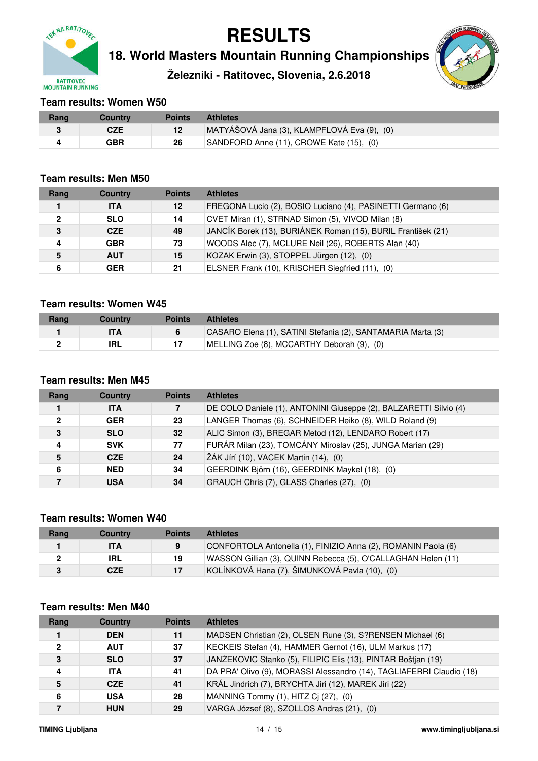# RESULTS

## 18. World Masters Mountain Running Championships

### Železniki - Ratitovec, Slovenia, 2.6.2018

### Team results: Women W50

| Rang | Country | Points | Athletes |
|---|---|---|---|
| 3 | CZE | 12 | MATYÁŠOVÁ Jana (3), KLAMPFLOVÁ Eva (9), (0) |
| 4 | GBR | 26 | SANDFORD Anne (11), CROWE Kate (15), (0) |

### Team results: Men M50

| Rang | Country | Points | Athletes |
|---|---|---|---|
| 1 | ITA | 12 | FREGONA Lucio (2), BOSIO Luciano (4), PASINETTI Germano (6) |
| 2 | SLO | 14 | CVET Miran (1), STRNAD Simon (5), VIVOD Milan (8) |
| 3 | CZE | 49 | JANCÍK Borek (13), BURIÁNEK Roman (15), BURIL František (21) |
| 4 | GBR | 73 | WOODS Alec (7), MCLURE Neil (26), ROBERTS Alan (40) |
| 5 | AUT | 15 | KOZAK Erwin (3), STOPPEL Jürgen (12), (0) |
| 6 | GER | 21 | ELSNER Frank (10), KRISCHER Siegfried (11), (0) |

### Team results: Women W45

| Rang | Country | Points | Athletes |
|---|---|---|---|
| 1 | ITA | 6 | CASARO Elena (1), SATINI Stefania (2), SANTAMARIA Marta (3) |
| 2 | IRL | 17 | MELLING Zoe (8), MCCARTHY Deborah (9), (0) |

### Team results: Men M45

| Rang | Country | Points | Athletes |
|---|---|---|---|
| 1 | ITA | 7 | DE COLO Daniele (1), ANTONINI Giuseppe (2), BALZARETTI Silvio (4) |
| 2 | GER | 23 | LANGER Thomas (6), SCHNEIDER Heiko (8), WILD Roland (9) |
| 3 | SLO | 32 | ALIC Simon (3), BREGAR Metod (12), LENDARO Robert (17) |
| 4 | SVK | 77 | FURÁR Milan (23), TOMCÁNY Miroslav (25), JUNGA Marian (29) |
| 5 | CZE | 24 | ŽÁK Jírí (10), VACEK Martin (14), (0) |
| 6 | NED | 34 | GEERDINK Björn (16), GEERDINK Maykel (18), (0) |
| 7 | USA | 34 | GRAUCH Chris (7), GLASS Charles (27), (0) |

### Team results: Women W40

| Rang | Country | Points | Athletes |
|---|---|---|---|
| 1 | ITA | 9 | CONFORTOLA Antonella (1), FINIZIO Anna (2), ROMANIN Paola (6) |
| 2 | IRL | 19 | WASSON Gillian (3), QUINN Rebecca (5), O'CALLAGHAN Helen (11) |
| 3 | CZE | 17 | KOLÍNKOVÁ Hana (7), ŠIMUNKOVÁ Pavla (10), (0) |

### Team results: Men M40

| Rang | Country | Points | Athletes |
|---|---|---|---|
| 1 | DEN | 11 | MADSEN Christian (2), OLSEN Rune (3), S?RENSEN Michael (6) |
| 2 | AUT | 37 | KECKEIS Stefan (4), HAMMER Gernot (16), ULM Markus (17) |
| 3 | SLO | 37 | JANŽEKOVIC Stanko (5), FILIPIC Elis (13), PINTAR Boštjan (19) |
| 4 | ITA | 41 | DA PRA' Olivo (9), MORASSI Alessandro (14), TAGLIAFERRI Claudio (18) |
| 5 | CZE | 41 | KRÁL Jindrich (7), BRYCHTA Jiri (12), MAREK Jiri (22) |
| 6 | USA | 28 | MANNING Tommy (1), HITZ Cj (27), (0) |
| 7 | HUN | 29 | VARGA József (8), SZOLLOS Andras (21), (0) |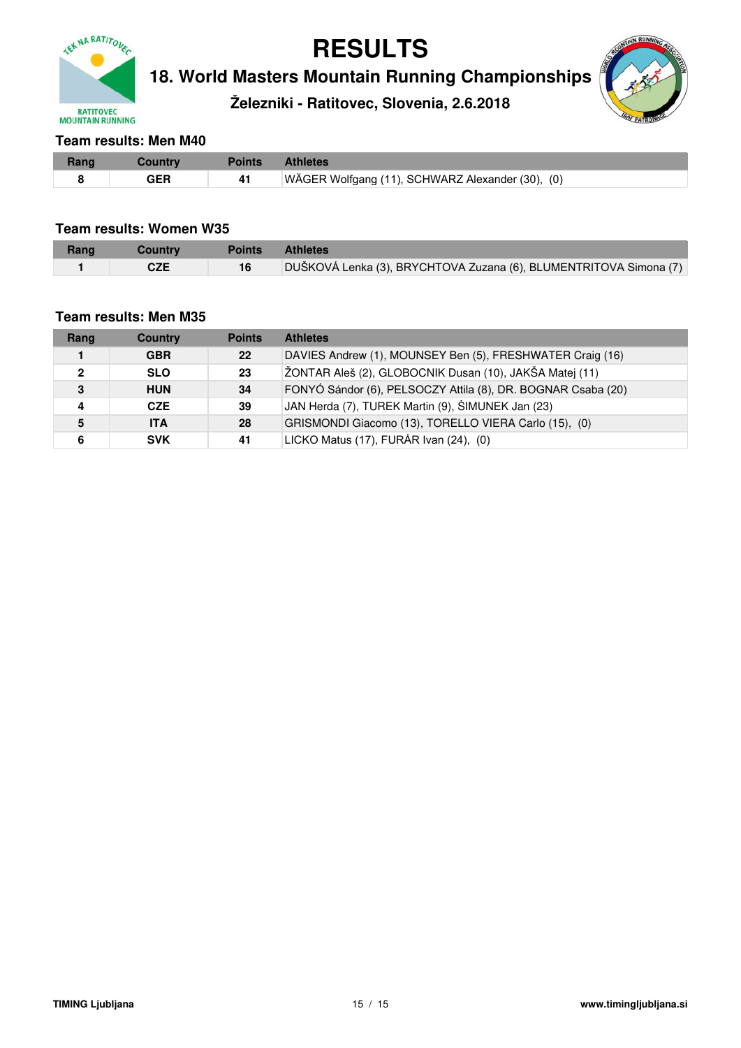# RESULTS

## 18. World Masters Mountain Running Championships

### Železniki - Ratitovec, Slovenia, 2.6.2018

### Team results: Men M40

| Rang | Country | Points | Athletes |
|---|---|---|---|
| 8 | GER | 41 | WÄGER Wolfgang (11), SCHWARZ Alexander (30), (0) |

### Team results: Women W35

| Rang | Country | Points | Athletes |
|---|---|---|---|
| 1 | CZE | 16 | DUŠKOVÁ Lenka (3), BRYCHTOVA Zuzana (6), BLUMENTRITOVA Simona (7) |

### Team results: Men M35

| Rang | Country | Points | Athletes |
|---|---|---|---|
| 1 | GBR | 22 | DAVIES Andrew (1), MOUNSEY Ben (5), FRESHWATER Craig (16) |
| 2 | SLO | 23 | ŽONTAR Aleš (2), GLOBOCNIK Dusan (10), JAKŠA Matej (11) |
| 3 | HUN | 34 | FONYÓ Sándor (6), PELSOCZY Attila (8), DR. BOGNAR Csaba (20) |
| 4 | CZE | 39 | JAN Herda (7), TUREK Martin (9), ŠIMUNEK Jan (23) |
| 5 | ITA | 28 | GRISMONDI Giacomo (13), TORELLO VIERA Carlo (15), (0) |
| 6 | SVK | 41 | LICKO Matus (17), FURÁR Ivan (24), (0) |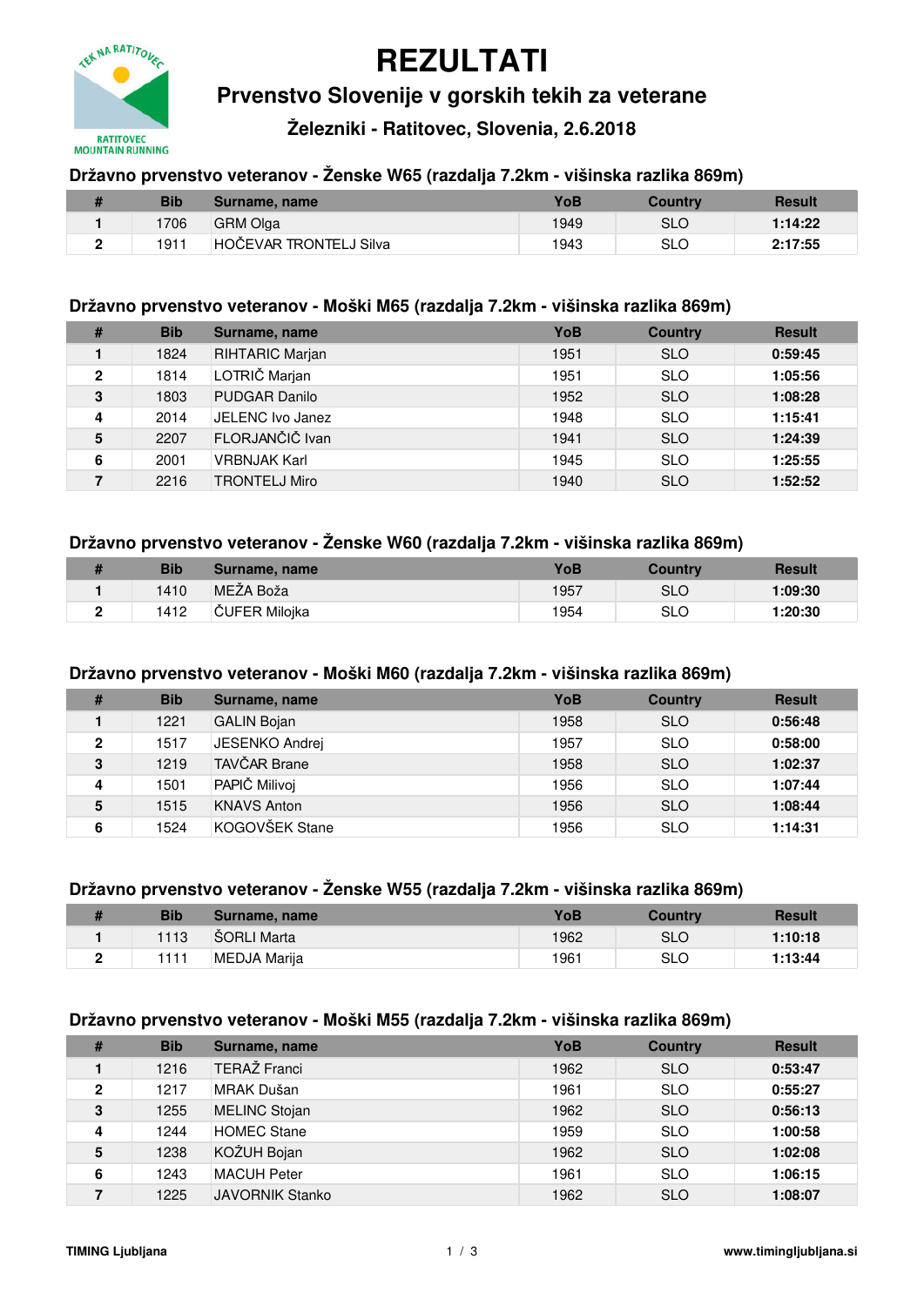# REZULTATI

## Prvenstvo Slovenije v gorskih tekih za veterane

### Železniki - Ratitovec, Slovenia, 2.6.2018

### Državno prvenstvo veteranov - Ženske W65 (razdalja 7.2km - višinska razlika 869m)

| # | Bib | Surname, name | YoB | Country | Result |
|---|---|---|---|---|---|
| 1 | 1706 | GRM Olga | 1949 | SLO | 1:14:22 |
| 2 | 1911 | HOČEVAR TRONTELJ Silva | 1943 | SLO | 2:17:55 |

### Državno prvenstvo veteranov - Moški M65 (razdalja 7.2km - višinska razlika 869m)

| # | Bib | Surname, name | YoB | Country | Result |
|---|---|---|---|---|---|
| 1 | 1824 | RIHTARIC Marjan | 1951 | SLO | 0:59:45 |
| 2 | 1814 | LOTRIČ Marjan | 1951 | SLO | 1:05:56 |
| 3 | 1803 | PUDGAR Danilo | 1952 | SLO | 1:08:28 |
| 4 | 2014 | JELENC Ivo Janez | 1948 | SLO | 1:15:41 |
| 5 | 2207 | FLORJANČIČ Ivan | 1941 | SLO | 1:24:39 |
| 6 | 2001 | VRBNJAK Karl | 1945 | SLO | 1:25:55 |
| 7 | 2216 | TRONTELJ Miro | 1940 | SLO | 1:52:52 |

### Državno prvenstvo veteranov - Ženske W60 (razdalja 7.2km - višinska razlika 869m)

| # | Bib | Surname, name | YoB | Country | Result |
|---|---|---|---|---|---|
| 1 | 1410 | MEŽA Boža | 1957 | SLO | 1:09:30 |
| 2 | 1412 | ČUFER Milojka | 1954 | SLO | 1:20:30 |

### Državno prvenstvo veteranov - Moški M60 (razdalja 7.2km - višinska razlika 869m)

| # | Bib | Surname, name | YoB | Country | Result |
|---|---|---|---|---|---|
| 1 | 1221 | GALIN Bojan | 1958 | SLO | 0:56:48 |
| 2 | 1517 | JESENKO Andrej | 1957 | SLO | 0:58:00 |
| 3 | 1219 | TAVČAR Brane | 1958 | SLO | 1:02:37 |
| 4 | 1501 | PAPIČ Milivoj | 1956 | SLO | 1:07:44 |
| 5 | 1515 | KNAVS Anton | 1956 | SLO | 1:08:44 |
| 6 | 1524 | KOGOVŠEK Stane | 1956 | SLO | 1:14:31 |

### Državno prvenstvo veteranov - Ženske W55 (razdalja 7.2km - višinska razlika 869m)

| # | Bib | Surname, name | YoB | Country | Result |
|---|---|---|---|---|---|
| 1 | 1113 | ŠORLI Marta | 1962 | SLO | 1:10:18 |
| 2 | 1111 | MEDJA Marija | 1961 | SLO | 1:13:44 |

### Državno prvenstvo veteranov - Moški M55 (razdalja 7.2km - višinska razlika 869m)

| # | Bib | Surname, name | YoB | Country | Result |
|---|---|---|---|---|---|
| 1 | 1216 | TERAŽ Franci | 1962 | SLO | 0:53:47 |
| 2 | 1217 | MRAK Dušan | 1961 | SLO | 0:55:27 |
| 3 | 1255 | MELINC Stojan | 1962 | SLO | 0:56:13 |
| 4 | 1244 | HOMEC Stane | 1959 | SLO | 1:00:58 |
| 5 | 1238 | KOŽUH Bojan | 1962 | SLO | 1:02:08 |
| 6 | 1243 | MACUH Peter | 1961 | SLO | 1:06:15 |
| 7 | 1225 | JAVORNIK Stanko | 1962 | SLO | 1:08:07 |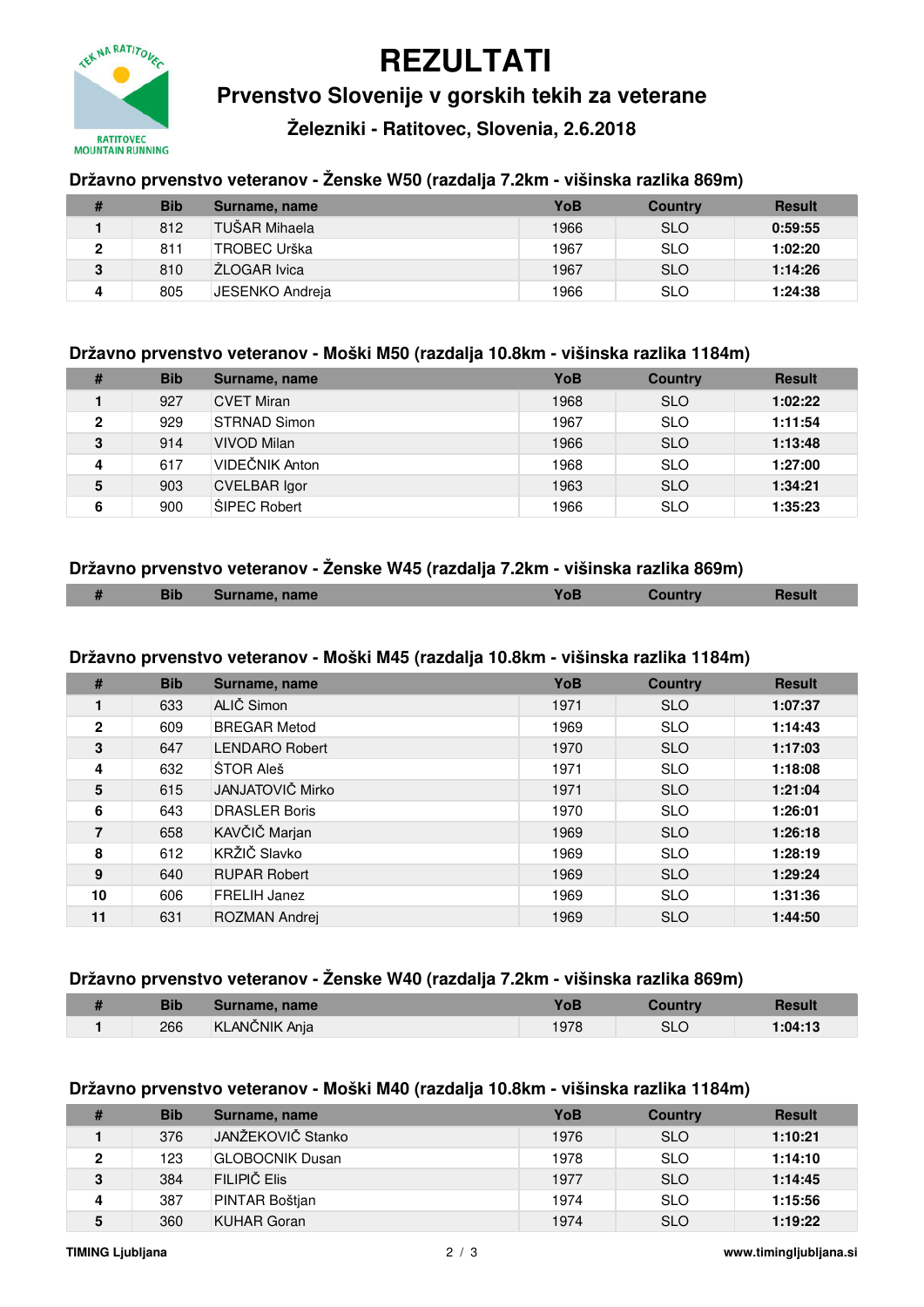# REZULTATI

## Prvenstvo Slovenije v gorskih tekih za veterane

### Železniki - Ratitovec, Slovenia, 2.6.2018

### Državno prvenstvo veteranov - Ženske W50 (razdalja 7.2km - višinska razlika 869m)

| # | Bib | Surname, name | YoB | Country | Result |
|---|---|---|---|---|---|
| **1** | 812 | TUŠAR Mihaela | 1966 | SLO | **0:59:55** |
| **2** | 811 | TROBEC Urška | 1967 | SLO | **1:02:20** |
| **3** | 810 | ŽLOGAR Ivica | 1967 | SLO | **1:14:26** |
| **4** | 805 | JESENKO Andreja | 1966 | SLO | **1:24:38** |

### Državno prvenstvo veteranov - Moški M50 (razdalja 10.8km - višinska razlika 1184m)

| # | Bib | Surname, name | YoB | Country | Result |
|---|---|---|---|---|---|
| **1** | 927 | CVET Miran | 1968 | SLO | **1:02:22** |
| **2** | 929 | STRNAD Simon | 1967 | SLO | **1:11:54** |
| **3** | 914 | VIVOD Milan | 1966 | SLO | **1:13:48** |
| **4** | 617 | VIDEČNIK Anton | 1968 | SLO | **1:27:00** |
| **5** | 903 | CVELBAR Igor | 1963 | SLO | **1:34:21** |
| **6** | 900 | ŠIPEC Robert | 1966 | SLO | **1:35:23** |

### Državno prvenstvo veteranov - Ženske W45 (razdalja 7.2km - višinska razlika 869m)

| # | Bib | Surname, name | YoB | Country | Result |
|---|---|---|---|---|---|

### Državno prvenstvo veteranov - Moški M45 (razdalja 10.8km - višinska razlika 1184m)

| # | Bib | Surname, name | YoB | Country | Result |
|---|---|---|---|---|---|
| **1** | 633 | ALIČ Simon | 1971 | SLO | **1:07:37** |
| **2** | 609 | BREGAR Metod | 1969 | SLO | **1:14:43** |
| **3** | 647 | LENDARO Robert | 1970 | SLO | **1:17:03** |
| **4** | 632 | ŠTOR Aleš | 1971 | SLO | **1:18:08** |
| **5** | 615 | JANJATOVIČ Mirko | 1971 | SLO | **1:21:04** |
| **6** | 643 | DRASLER Boris | 1970 | SLO | **1:26:01** |
| **7** | 658 | KAVČIČ Marjan | 1969 | SLO | **1:26:18** |
| **8** | 612 | KRŽIČ Slavko | 1969 | SLO | **1:28:19** |
| **9** | 640 | RUPAR Robert | 1969 | SLO | **1:29:24** |
| **10** | 606 | FRELIH Janez | 1969 | SLO | **1:31:36** |
| **11** | 631 | ROZMAN Andrej | 1969 | SLO | **1:44:50** |

### Državno prvenstvo veteranov - Ženske W40 (razdalja 7.2km - višinska razlika 869m)

| # | Bib | Surname, name | YoB | Country | Result |
|---|---|---|---|---|---|
| **1** | 266 | KLANČNIK Anja | 1978 | SLO | **1:04:13** |

### Državno prvenstvo veteranov - Moški M40 (razdalja 10.8km - višinska razlika 1184m)

| # | Bib | Surname, name | YoB | Country | Result |
|---|---|---|---|---|---|
| **1** | 376 | JANŽEKOVIČ Stanko | 1976 | SLO | **1:10:21** |
| **2** | 123 | GLOBOCNIK Dusan | 1978 | SLO | **1:14:10** |
| **3** | 384 | FILIPIČ Elis | 1977 | SLO | **1:14:45** |
| **4** | 387 | PINTAR Boštjan | 1974 | SLO | **1:15:56** |
| **5** | 360 | KUHAR Goran | 1974 | SLO | **1:19:22** |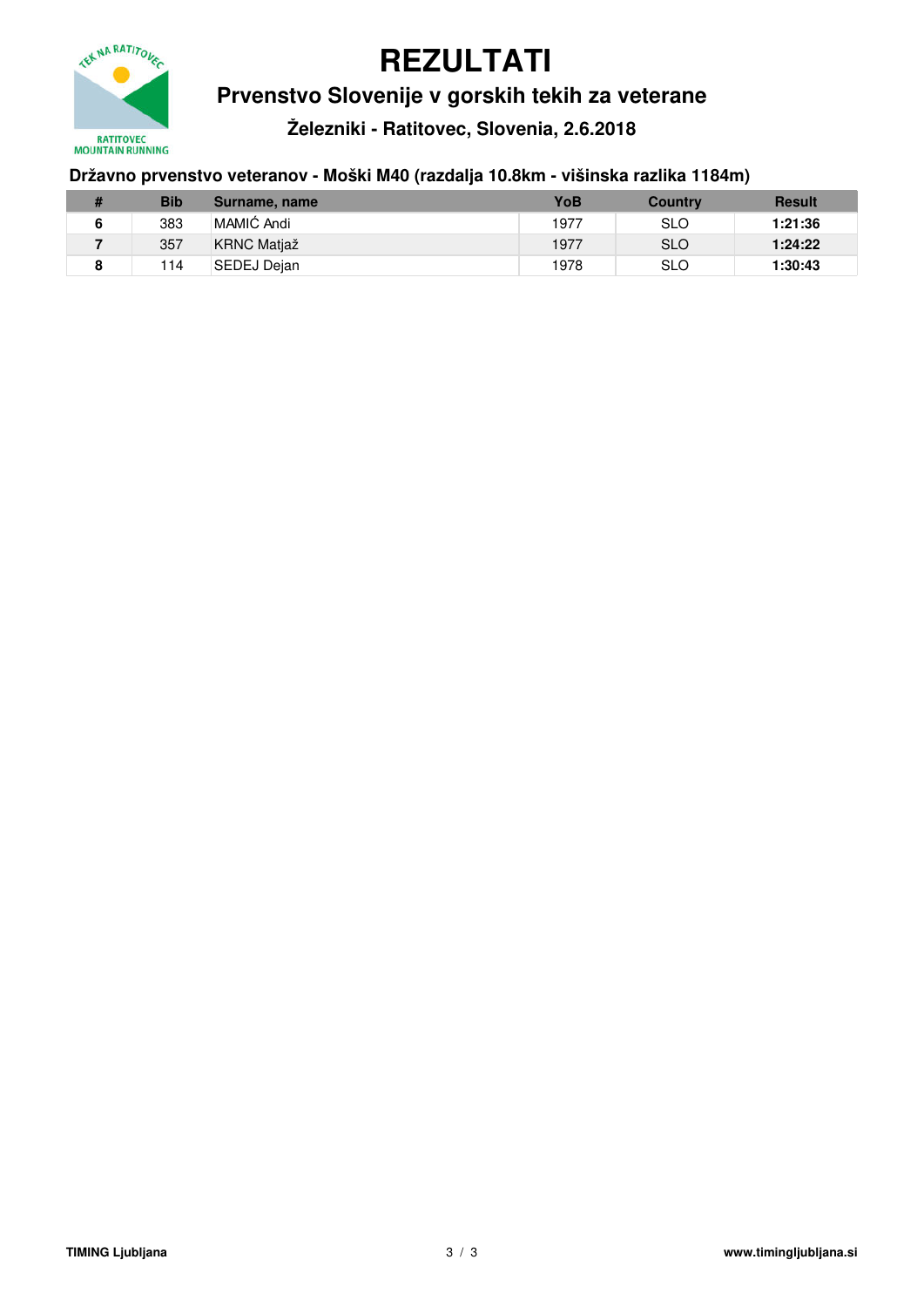# REZULTATI

## Prvenstvo Slovenije v gorskih tekih za veterane

### Železniki - Ratitovec, Slovenia, 2.6.2018

### Državno prvenstvo veteranov - Moški M40 (razdalja 10.8km - višinska razlika 1184m)

| # | Bib | Surname, name | YoB | Country | Result |
|---|---|---|---|---|---|
| **6** | 383 | MAMIĆ Andi | 1977 | SLO | **1:21:36** |
| **7** | 357 | KRNC Matjaž | 1977 | SLO | **1:24:22** |
| **8** | 114 | SEDEJ Dejan | 1978 | SLO | **1:30:43** |